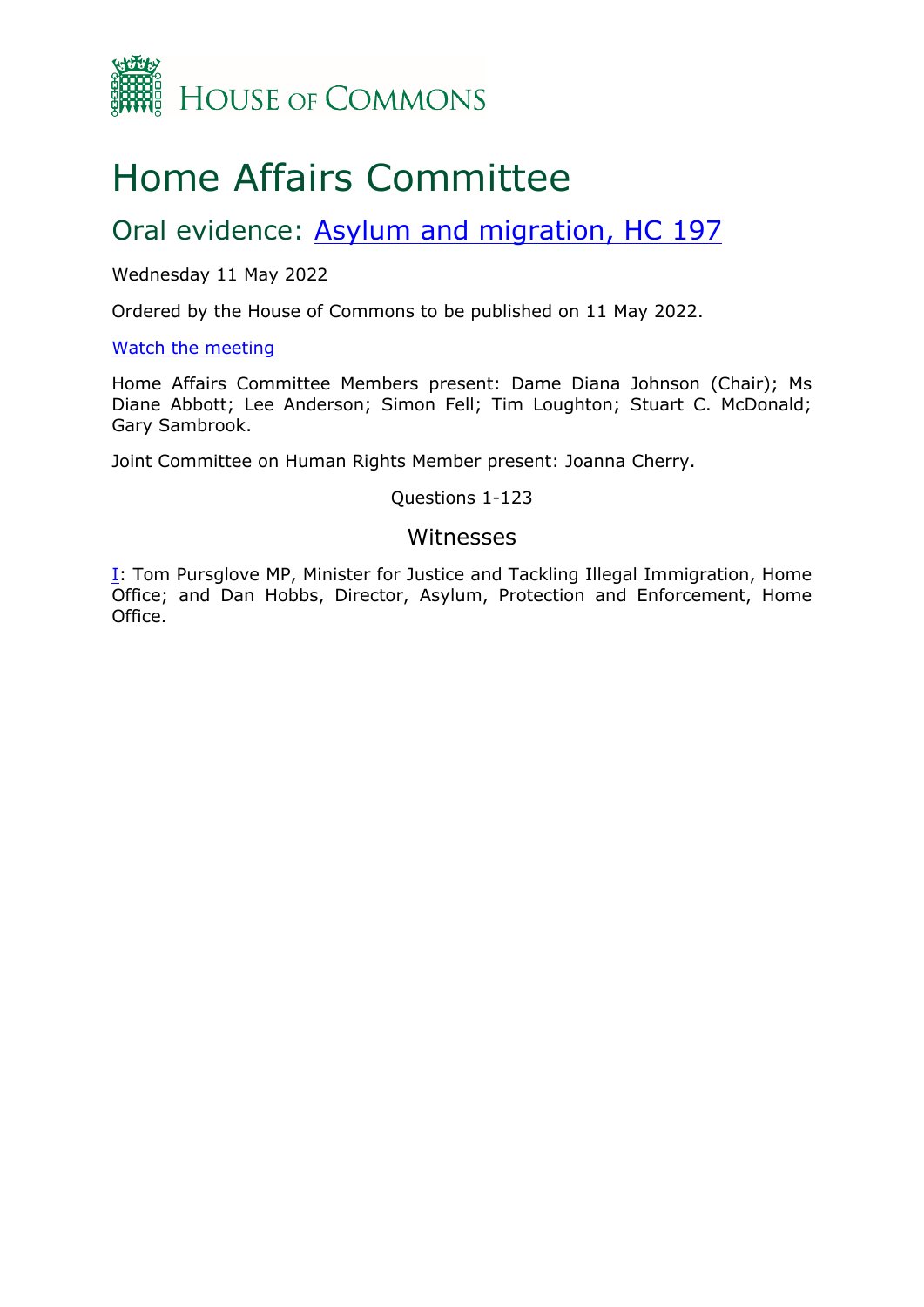HOUSE OF COMMONS

# Home Affairs Committee

## Oral evidence: Asylum and migration, HC 197

Wednesday 11 May 2022

Ordered by the House of Commons to be published on 11 May 2022.

Watch the meeting

Home Affairs Committee Members present: Dame Diana Johnson (Chair); Ms Diane Abbott; Lee Anderson; Simon Fell; Tim Loughton; Stuart C. McDonald; Gary Sambrook.

Joint Committee on Human Rights Member present: Joanna Cherry.

Questions 1-123

### Witnesses

I: Tom Pursglove MP, Minister for Justice and Tackling Illegal Immigration, Home Office; and Dan Hobbs, Director, Asylum, Protection and Enforcement, Home Office.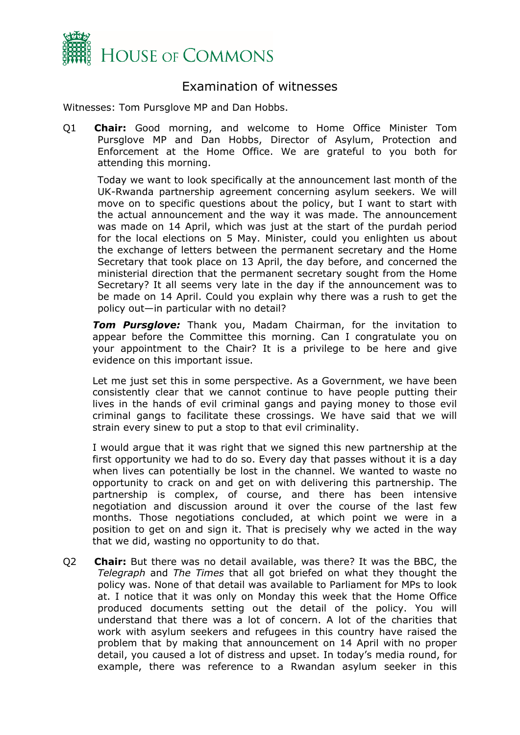# Examination of witnesses

Witnesses: Tom Pursglove MP and Dan Hobbs.

Q1 **Chair:** Good morning, and welcome to Home Office Minister Tom Pursglove MP and Dan Hobbs, Director of Asylum, Protection and Enforcement at the Home Office. We are grateful to you both for attending this morning.

Today we want to look specifically at the announcement last month of the UK-Rwanda partnership agreement concerning asylum seekers. We will move on to specific questions about the policy, but I want to start with the actual announcement and the way it was made. The announcement was made on 14 April, which was just at the start of the purdah period for the local elections on 5 May. Minister, could you enlighten us about the exchange of letters between the permanent secretary and the Home Secretary that took place on 13 April, the day before, and concerned the ministerial direction that the permanent secretary sought from the Home Secretary? It all seems very late in the day if the announcement was to be made on 14 April. Could you explain why there was a rush to get the policy out—in particular with no detail?

***Tom Pursglove:*** Thank you, Madam Chairman, for the invitation to appear before the Committee this morning. Can I congratulate you on your appointment to the Chair? It is a privilege to be here and give evidence on this important issue.

Let me just set this in some perspective. As a Government, we have been consistently clear that we cannot continue to have people putting their lives in the hands of evil criminal gangs and paying money to those evil criminal gangs to facilitate these crossings. We have said that we will strain every sinew to put a stop to that evil criminality.

I would argue that it was right that we signed this new partnership at the first opportunity we had to do so. Every day that passes without it is a day when lives can potentially be lost in the channel. We wanted to waste no opportunity to crack on and get on with delivering this partnership. The partnership is complex, of course, and there has been intensive negotiation and discussion around it over the course of the last few months. Those negotiations concluded, at which point we were in a position to get on and sign it. That is precisely why we acted in the way that we did, wasting no opportunity to do that.

Q2 **Chair:** But there was no detail available, was there? It was the BBC, the *Telegraph* and *The Times* that all got briefed on what they thought the policy was. None of that detail was available to Parliament for MPs to look at. I notice that it was only on Monday this week that the Home Office produced documents setting out the detail of the policy. You will understand that there was a lot of concern. A lot of the charities that work with asylum seekers and refugees in this country have raised the problem that by making that announcement on 14 April with no proper detail, you caused a lot of distress and upset. In today's media round, for example, there was reference to a Rwandan asylum seeker in this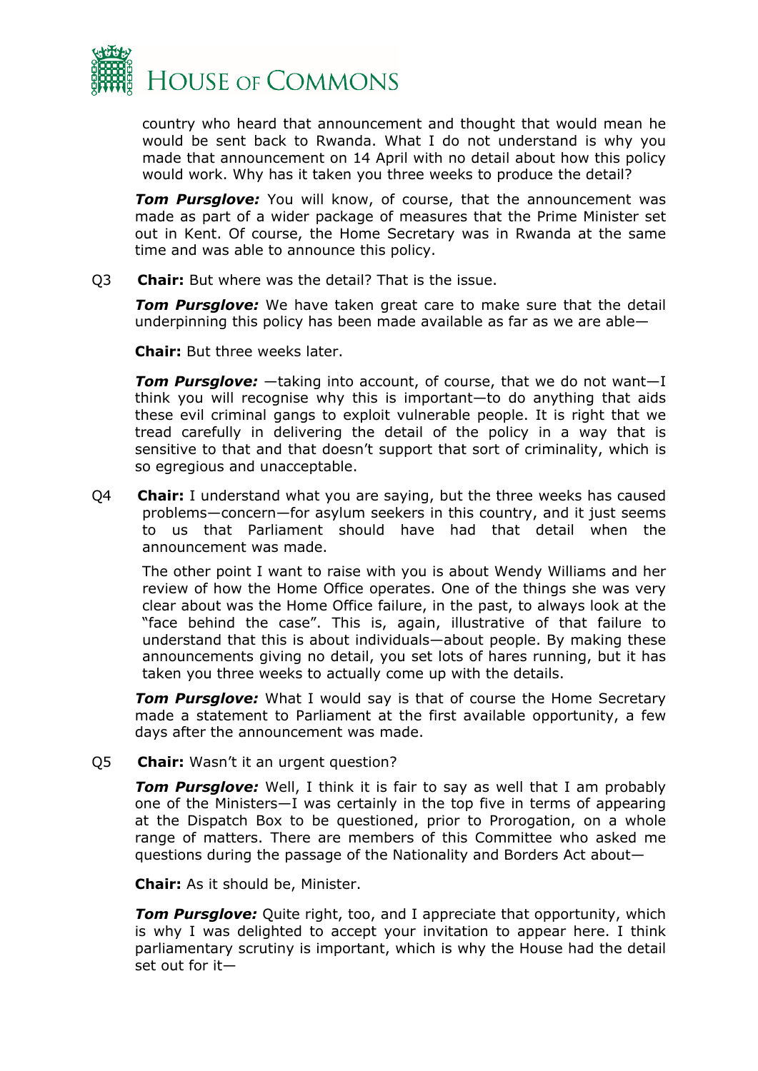country who heard that announcement and thought that would mean he would be sent back to Rwanda. What I do not understand is why you made that announcement on 14 April with no detail about how this policy would work. Why has it taken you three weeks to produce the detail?

***Tom Pursglove:*** You will know, of course, that the announcement was made as part of a wider package of measures that the Prime Minister set out in Kent. Of course, the Home Secretary was in Rwanda at the same time and was able to announce this policy.

Q3 **Chair:** But where was the detail? That is the issue.

***Tom Pursglove:*** We have taken great care to make sure that the detail underpinning this policy has been made available as far as we are able—

**Chair:** But three weeks later.

***Tom Pursglove:*** —taking into account, of course, that we do not want—I think you will recognise why this is important—to do anything that aids these evil criminal gangs to exploit vulnerable people. It is right that we tread carefully in delivering the detail of the policy in a way that is sensitive to that and that doesn't support that sort of criminality, which is so egregious and unacceptable.

Q4 **Chair:** I understand what you are saying, but the three weeks has caused problems—concern—for asylum seekers in this country, and it just seems to us that Parliament should have had that detail when the announcement was made.

The other point I want to raise with you is about Wendy Williams and her review of how the Home Office operates. One of the things she was very clear about was the Home Office failure, in the past, to always look at the "face behind the case". This is, again, illustrative of that failure to understand that this is about individuals—about people. By making these announcements giving no detail, you set lots of hares running, but it has taken you three weeks to actually come up with the details.

***Tom Pursglove:*** What I would say is that of course the Home Secretary made a statement to Parliament at the first available opportunity, a few days after the announcement was made.

Q5 **Chair:** Wasn't it an urgent question?

***Tom Pursglove:*** Well, I think it is fair to say as well that I am probably one of the Ministers—I was certainly in the top five in terms of appearing at the Dispatch Box to be questioned, prior to Prorogation, on a whole range of matters. There are members of this Committee who asked me questions during the passage of the Nationality and Borders Act about—

**Chair:** As it should be, Minister.

***Tom Pursglove:*** Quite right, too, and I appreciate that opportunity, which is why I was delighted to accept your invitation to appear here. I think parliamentary scrutiny is important, which is why the House had the detail set out for it—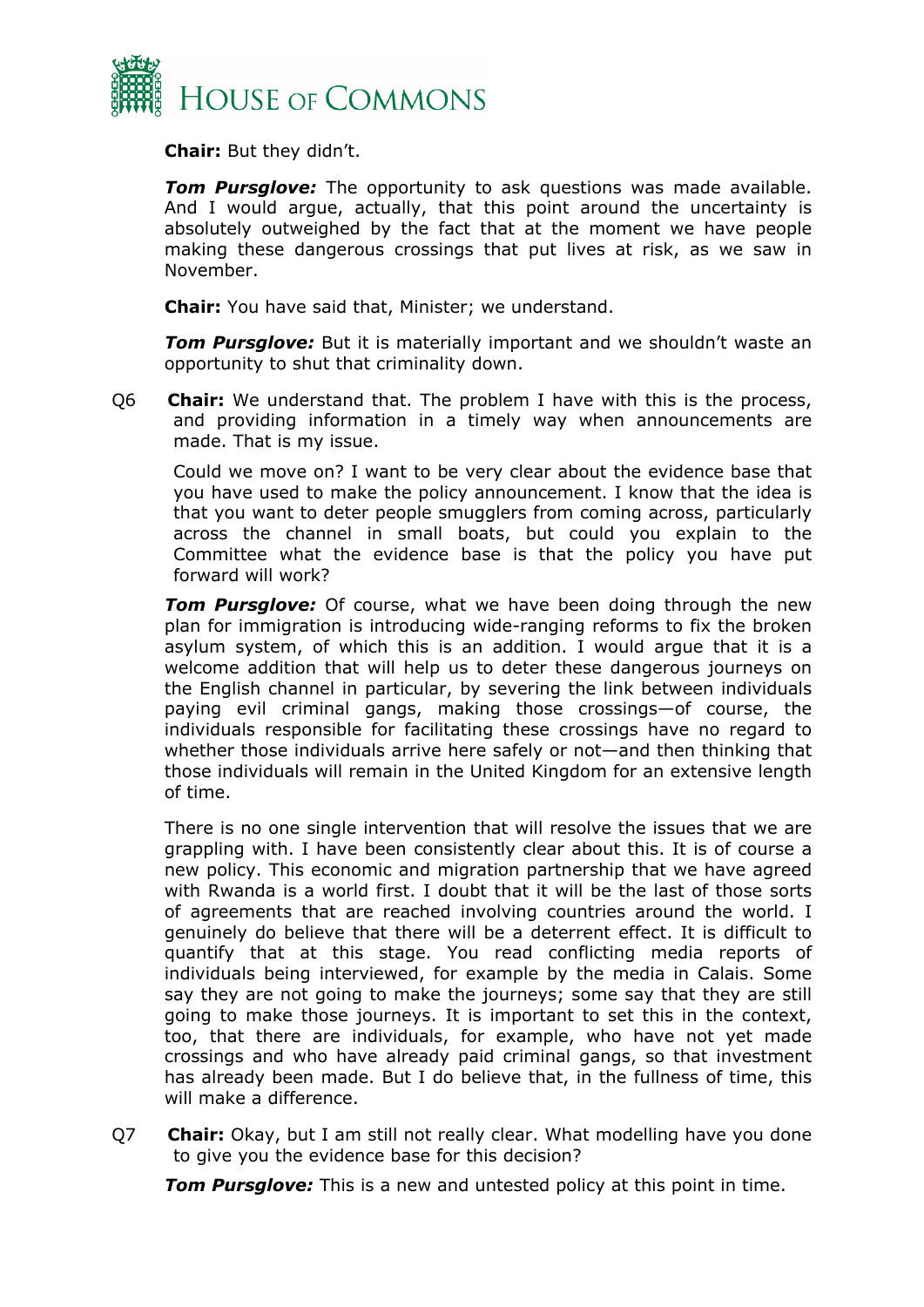**Chair:** But they didn't.

***Tom Pursglove:*** The opportunity to ask questions was made available. And I would argue, actually, that this point around the uncertainty is absolutely outweighed by the fact that at the moment we have people making these dangerous crossings that put lives at risk, as we saw in November.

**Chair:** You have said that, Minister; we understand.

***Tom Pursglove:*** But it is materially important and we shouldn't waste an opportunity to shut that criminality down.

Q6 **Chair:** We understand that. The problem I have with this is the process, and providing information in a timely way when announcements are made. That is my issue.

Could we move on? I want to be very clear about the evidence base that you have used to make the policy announcement. I know that the idea is that you want to deter people smugglers from coming across, particularly across the channel in small boats, but could you explain to the Committee what the evidence base is that the policy you have put forward will work?

***Tom Pursglove:*** Of course, what we have been doing through the new plan for immigration is introducing wide-ranging reforms to fix the broken asylum system, of which this is an addition. I would argue that it is a welcome addition that will help us to deter these dangerous journeys on the English channel in particular, by severing the link between individuals paying evil criminal gangs, making those crossings—of course, the individuals responsible for facilitating these crossings have no regard to whether those individuals arrive here safely or not—and then thinking that those individuals will remain in the United Kingdom for an extensive length of time.

There is no one single intervention that will resolve the issues that we are grappling with. I have been consistently clear about this. It is of course a new policy. This economic and migration partnership that we have agreed with Rwanda is a world first. I doubt that it will be the last of those sorts of agreements that are reached involving countries around the world. I genuinely do believe that there will be a deterrent effect. It is difficult to quantify that at this stage. You read conflicting media reports of individuals being interviewed, for example by the media in Calais. Some say they are not going to make the journeys; some say that they are still going to make those journeys. It is important to set this in the context, too, that there are individuals, for example, who have not yet made crossings and who have already paid criminal gangs, so that investment has already been made. But I do believe that, in the fullness of time, this will make a difference.

Q7 **Chair:** Okay, but I am still not really clear. What modelling have you done to give you the evidence base for this decision?

***Tom Pursglove:*** This is a new and untested policy at this point in time.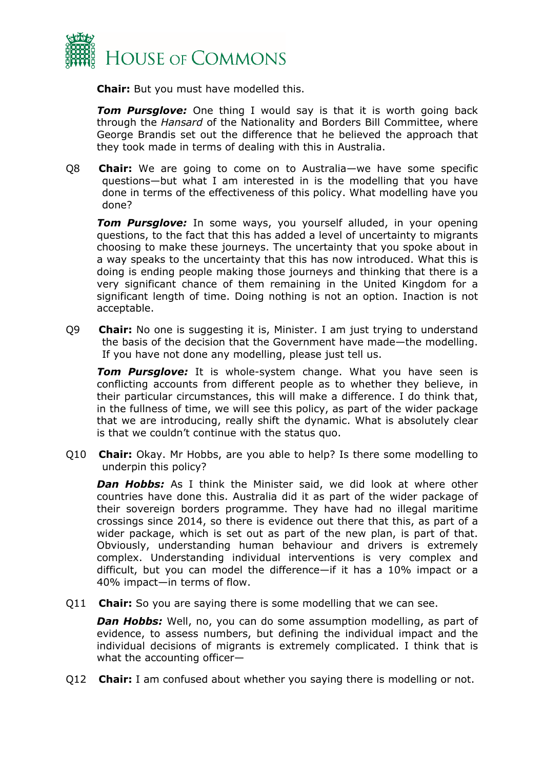**Chair:** But you must have modelled this.

***Tom Pursglove:*** One thing I would say is that it is worth going back through the *Hansard* of the Nationality and Borders Bill Committee, where George Brandis set out the difference that he believed the approach that they took made in terms of dealing with this in Australia.

Q8 **Chair:** We are going to come on to Australia—we have some specific questions—but what I am interested in is the modelling that you have done in terms of the effectiveness of this policy. What modelling have you done?

***Tom Pursglove:*** In some ways, you yourself alluded, in your opening questions, to the fact that this has added a level of uncertainty to migrants choosing to make these journeys. The uncertainty that you spoke about in a way speaks to the uncertainty that this has now introduced. What this is doing is ending people making those journeys and thinking that there is a very significant chance of them remaining in the United Kingdom for a significant length of time. Doing nothing is not an option. Inaction is not acceptable.

Q9 **Chair:** No one is suggesting it is, Minister. I am just trying to understand the basis of the decision that the Government have made—the modelling. If you have not done any modelling, please just tell us.

***Tom Pursglove:*** It is whole-system change. What you have seen is conflicting accounts from different people as to whether they believe, in their particular circumstances, this will make a difference. I do think that, in the fullness of time, we will see this policy, as part of the wider package that we are introducing, really shift the dynamic. What is absolutely clear is that we couldn't continue with the status quo.

Q10 **Chair:** Okay. Mr Hobbs, are you able to help? Is there some modelling to underpin this policy?

***Dan Hobbs:*** As I think the Minister said, we did look at where other countries have done this. Australia did it as part of the wider package of their sovereign borders programme. They have had no illegal maritime crossings since 2014, so there is evidence out there that this, as part of a wider package, which is set out as part of the new plan, is part of that. Obviously, understanding human behaviour and drivers is extremely complex. Understanding individual interventions is very complex and difficult, but you can model the difference—if it has a 10% impact or a 40% impact—in terms of flow.

Q11 **Chair:** So you are saying there is some modelling that we can see.

***Dan Hobbs:*** Well, no, you can do some assumption modelling, as part of evidence, to assess numbers, but defining the individual impact and the individual decisions of migrants is extremely complicated. I think that is what the accounting officer—

Q12 **Chair:** I am confused about whether you saying there is modelling or not.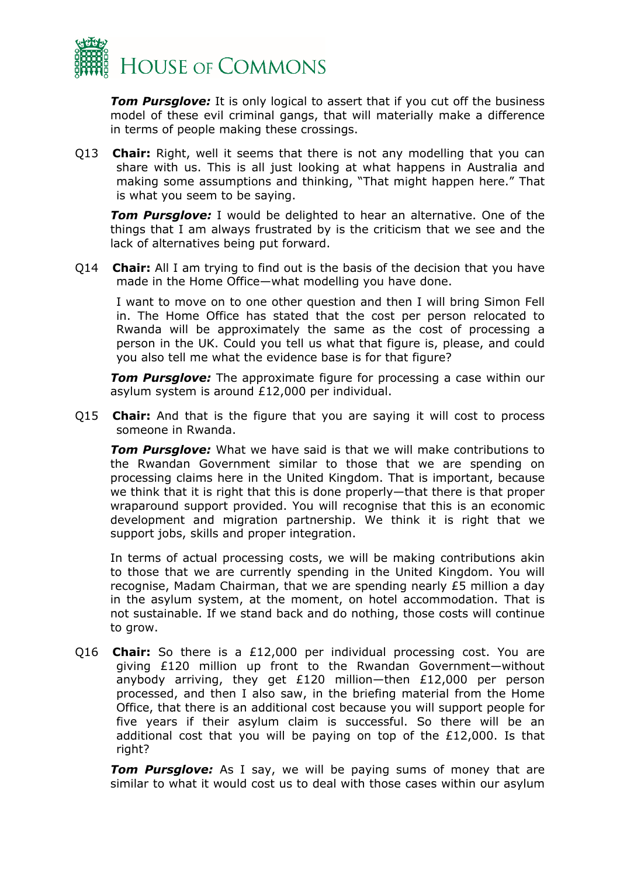***Tom Pursglove:*** It is only logical to assert that if you cut off the business model of these evil criminal gangs, that will materially make a difference in terms of people making these crossings.

Q13 **Chair:** Right, well it seems that there is not any modelling that you can share with us. This is all just looking at what happens in Australia and making some assumptions and thinking, "That might happen here." That is what you seem to be saying.

***Tom Pursglove:*** I would be delighted to hear an alternative. One of the things that I am always frustrated by is the criticism that we see and the lack of alternatives being put forward.

Q14 **Chair:** All I am trying to find out is the basis of the decision that you have made in the Home Office—what modelling you have done.

I want to move on to one other question and then I will bring Simon Fell in. The Home Office has stated that the cost per person relocated to Rwanda will be approximately the same as the cost of processing a person in the UK. Could you tell us what that figure is, please, and could you also tell me what the evidence base is for that figure?

***Tom Pursglove:*** The approximate figure for processing a case within our asylum system is around £12,000 per individual.

Q15 **Chair:** And that is the figure that you are saying it will cost to process someone in Rwanda.

***Tom Pursglove:*** What we have said is that we will make contributions to the Rwandan Government similar to those that we are spending on processing claims here in the United Kingdom. That is important, because we think that it is right that this is done properly—that there is that proper wraparound support provided. You will recognise that this is an economic development and migration partnership. We think it is right that we support jobs, skills and proper integration.

In terms of actual processing costs, we will be making contributions akin to those that we are currently spending in the United Kingdom. You will recognise, Madam Chairman, that we are spending nearly £5 million a day in the asylum system, at the moment, on hotel accommodation. That is not sustainable. If we stand back and do nothing, those costs will continue to grow.

Q16 **Chair:** So there is a £12,000 per individual processing cost. You are giving £120 million up front to the Rwandan Government—without anybody arriving, they get £120 million—then £12,000 per person processed, and then I also saw, in the briefing material from the Home Office, that there is an additional cost because you will support people for five years if their asylum claim is successful. So there will be an additional cost that you will be paying on top of the £12,000. Is that right?

***Tom Pursglove:*** As I say, we will be paying sums of money that are similar to what it would cost us to deal with those cases within our asylum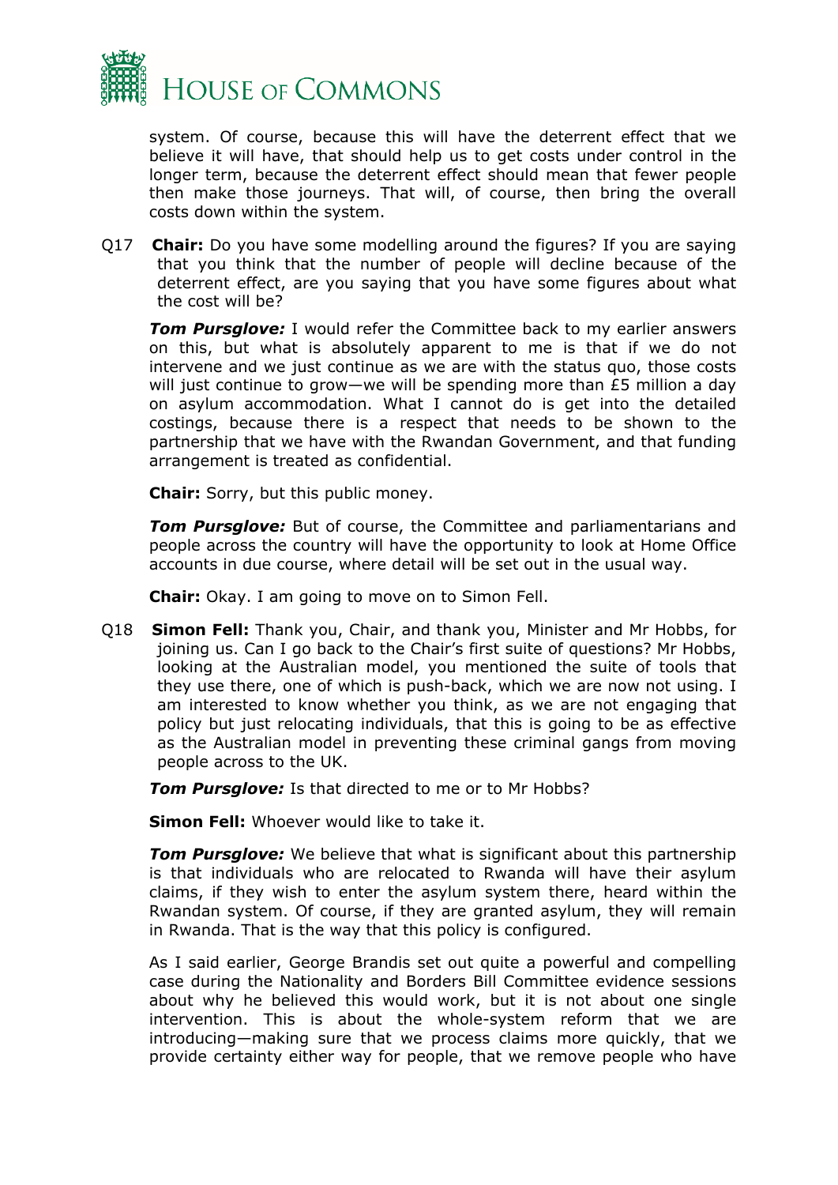system. Of course, because this will have the deterrent effect that we believe it will have, that should help us to get costs under control in the longer term, because the deterrent effect should mean that fewer people then make those journeys. That will, of course, then bring the overall costs down within the system.

Q17 **Chair:** Do you have some modelling around the figures? If you are saying that you think that the number of people will decline because of the deterrent effect, are you saying that you have some figures about what the cost will be?

***Tom Pursglove:*** I would refer the Committee back to my earlier answers on this, but what is absolutely apparent to me is that if we do not intervene and we just continue as we are with the status quo, those costs will just continue to grow—we will be spending more than £5 million a day on asylum accommodation. What I cannot do is get into the detailed costings, because there is a respect that needs to be shown to the partnership that we have with the Rwandan Government, and that funding arrangement is treated as confidential.

**Chair:** Sorry, but this public money.

***Tom Pursglove:*** But of course, the Committee and parliamentarians and people across the country will have the opportunity to look at Home Office accounts in due course, where detail will be set out in the usual way.

**Chair:** Okay. I am going to move on to Simon Fell.

Q18 **Simon Fell:** Thank you, Chair, and thank you, Minister and Mr Hobbs, for joining us. Can I go back to the Chair's first suite of questions? Mr Hobbs, looking at the Australian model, you mentioned the suite of tools that they use there, one of which is push-back, which we are now not using. I am interested to know whether you think, as we are not engaging that policy but just relocating individuals, that this is going to be as effective as the Australian model in preventing these criminal gangs from moving people across to the UK.

***Tom Pursglove:*** Is that directed to me or to Mr Hobbs?

**Simon Fell:** Whoever would like to take it.

***Tom Pursglove:*** We believe that what is significant about this partnership is that individuals who are relocated to Rwanda will have their asylum claims, if they wish to enter the asylum system there, heard within the Rwandan system. Of course, if they are granted asylum, they will remain in Rwanda. That is the way that this policy is configured.

As I said earlier, George Brandis set out quite a powerful and compelling case during the Nationality and Borders Bill Committee evidence sessions about why he believed this would work, but it is not about one single intervention. This is about the whole-system reform that we are introducing—making sure that we process claims more quickly, that we provide certainty either way for people, that we remove people who have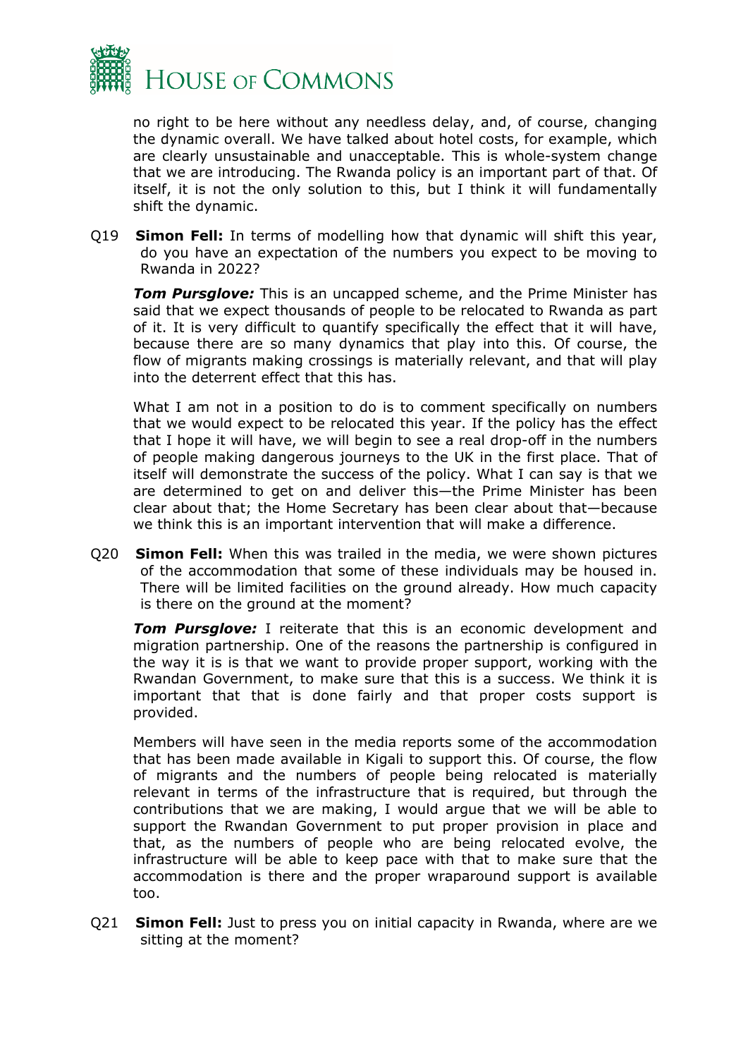no right to be here without any needless delay, and, of course, changing the dynamic overall. We have talked about hotel costs, for example, which are clearly unsustainable and unacceptable. This is whole-system change that we are introducing. The Rwanda policy is an important part of that. Of itself, it is not the only solution to this, but I think it will fundamentally shift the dynamic.

Q19 **Simon Fell:** In terms of modelling how that dynamic will shift this year, do you have an expectation of the numbers you expect to be moving to Rwanda in 2022?

***Tom Pursglove:*** This is an uncapped scheme, and the Prime Minister has said that we expect thousands of people to be relocated to Rwanda as part of it. It is very difficult to quantify specifically the effect that it will have, because there are so many dynamics that play into this. Of course, the flow of migrants making crossings is materially relevant, and that will play into the deterrent effect that this has.

What I am not in a position to do is to comment specifically on numbers that we would expect to be relocated this year. If the policy has the effect that I hope it will have, we will begin to see a real drop-off in the numbers of people making dangerous journeys to the UK in the first place. That of itself will demonstrate the success of the policy. What I can say is that we are determined to get on and deliver this—the Prime Minister has been clear about that; the Home Secretary has been clear about that—because we think this is an important intervention that will make a difference.

Q20 **Simon Fell:** When this was trailed in the media, we were shown pictures of the accommodation that some of these individuals may be housed in. There will be limited facilities on the ground already. How much capacity is there on the ground at the moment?

***Tom Pursglove:*** I reiterate that this is an economic development and migration partnership. One of the reasons the partnership is configured in the way it is is that we want to provide proper support, working with the Rwandan Government, to make sure that this is a success. We think it is important that that is done fairly and that proper costs support is provided.

Members will have seen in the media reports some of the accommodation that has been made available in Kigali to support this. Of course, the flow of migrants and the numbers of people being relocated is materially relevant in terms of the infrastructure that is required, but through the contributions that we are making, I would argue that we will be able to support the Rwandan Government to put proper provision in place and that, as the numbers of people who are being relocated evolve, the infrastructure will be able to keep pace with that to make sure that the accommodation is there and the proper wraparound support is available too.

Q21 **Simon Fell:** Just to press you on initial capacity in Rwanda, where are we sitting at the moment?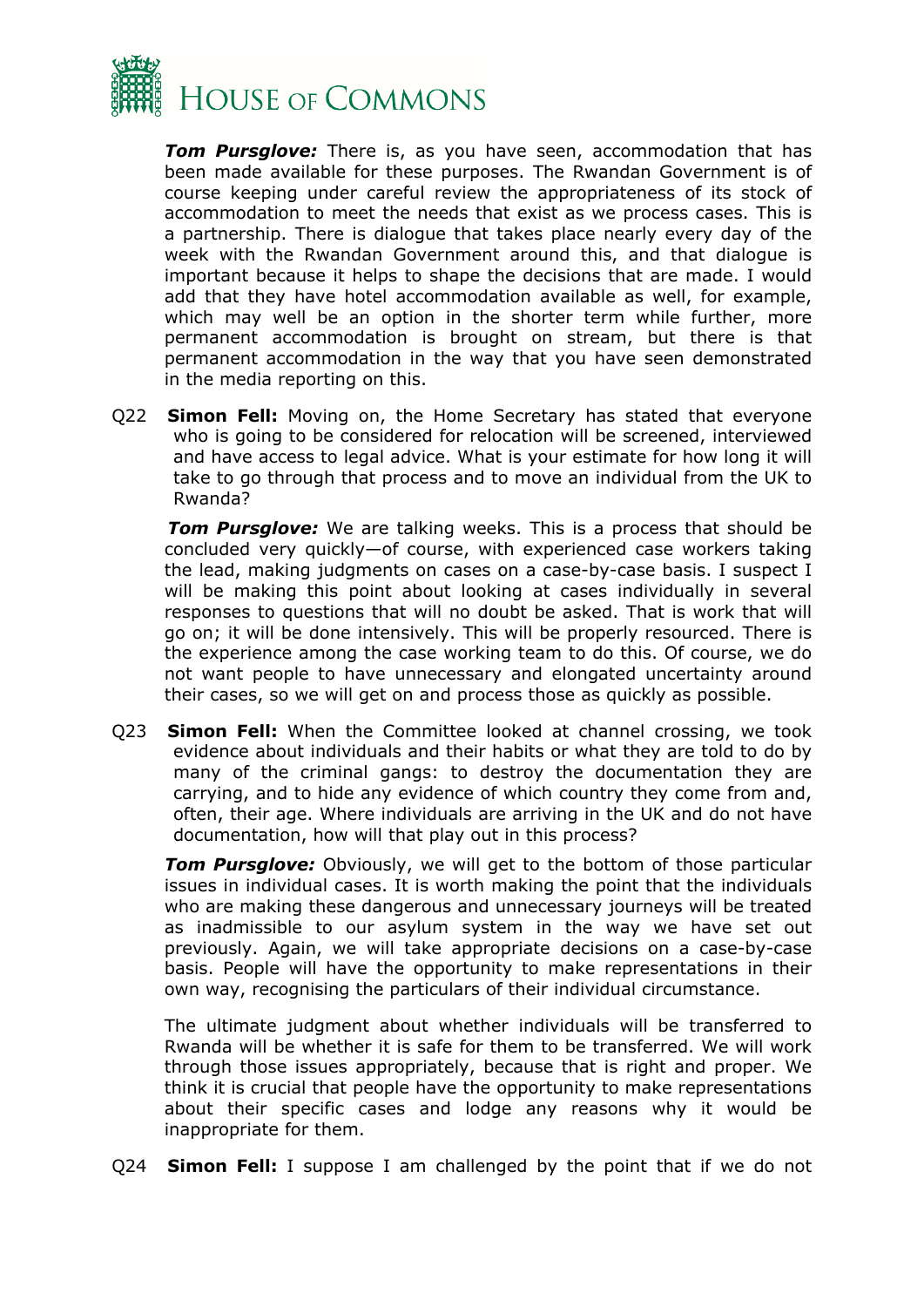***Tom Pursglove:*** There is, as you have seen, accommodation that has been made available for these purposes. The Rwandan Government is of course keeping under careful review the appropriateness of its stock of accommodation to meet the needs that exist as we process cases. This is a partnership. There is dialogue that takes place nearly every day of the week with the Rwandan Government around this, and that dialogue is important because it helps to shape the decisions that are made. I would add that they have hotel accommodation available as well, for example, which may well be an option in the shorter term while further, more permanent accommodation is brought on stream, but there is that permanent accommodation in the way that you have seen demonstrated in the media reporting on this.

Q22 **Simon Fell:** Moving on, the Home Secretary has stated that everyone who is going to be considered for relocation will be screened, interviewed and have access to legal advice. What is your estimate for how long it will take to go through that process and to move an individual from the UK to Rwanda?

***Tom Pursglove:*** We are talking weeks. This is a process that should be concluded very quickly—of course, with experienced case workers taking the lead, making judgments on cases on a case-by-case basis. I suspect I will be making this point about looking at cases individually in several responses to questions that will no doubt be asked. That is work that will go on; it will be done intensively. This will be properly resourced. There is the experience among the case working team to do this. Of course, we do not want people to have unnecessary and elongated uncertainty around their cases, so we will get on and process those as quickly as possible.

Q23 **Simon Fell:** When the Committee looked at channel crossing, we took evidence about individuals and their habits or what they are told to do by many of the criminal gangs: to destroy the documentation they are carrying, and to hide any evidence of which country they come from and, often, their age. Where individuals are arriving in the UK and do not have documentation, how will that play out in this process?

***Tom Pursglove:*** Obviously, we will get to the bottom of those particular issues in individual cases. It is worth making the point that the individuals who are making these dangerous and unnecessary journeys will be treated as inadmissible to our asylum system in the way we have set out previously. Again, we will take appropriate decisions on a case-by-case basis. People will have the opportunity to make representations in their own way, recognising the particulars of their individual circumstance.

The ultimate judgment about whether individuals will be transferred to Rwanda will be whether it is safe for them to be transferred. We will work through those issues appropriately, because that is right and proper. We think it is crucial that people have the opportunity to make representations about their specific cases and lodge any reasons why it would be inappropriate for them.

Q24 **Simon Fell:** I suppose I am challenged by the point that if we do not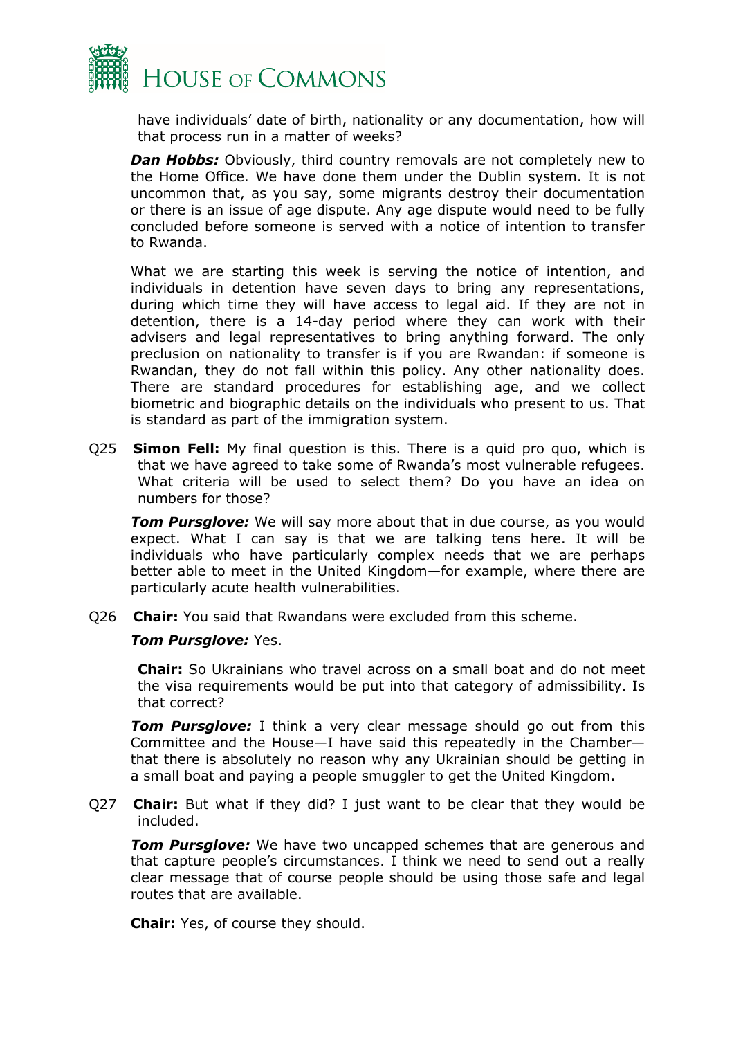have individuals' date of birth, nationality or any documentation, how will that process run in a matter of weeks?

***Dan Hobbs:*** Obviously, third country removals are not completely new to the Home Office. We have done them under the Dublin system. It is not uncommon that, as you say, some migrants destroy their documentation or there is an issue of age dispute. Any age dispute would need to be fully concluded before someone is served with a notice of intention to transfer to Rwanda.

What we are starting this week is serving the notice of intention, and individuals in detention have seven days to bring any representations, during which time they will have access to legal aid. If they are not in detention, there is a 14-day period where they can work with their advisers and legal representatives to bring anything forward. The only preclusion on nationality to transfer is if you are Rwandan: if someone is Rwandan, they do not fall within this policy. Any other nationality does. There are standard procedures for establishing age, and we collect biometric and biographic details on the individuals who present to us. That is standard as part of the immigration system.

Q25 **Simon Fell:** My final question is this. There is a quid pro quo, which is that we have agreed to take some of Rwanda's most vulnerable refugees. What criteria will be used to select them? Do you have an idea on numbers for those?

***Tom Pursglove:*** We will say more about that in due course, as you would expect. What I can say is that we are talking tens here. It will be individuals who have particularly complex needs that we are perhaps better able to meet in the United Kingdom—for example, where there are particularly acute health vulnerabilities.

Q26 **Chair:** You said that Rwandans were excluded from this scheme.

***Tom Pursglove:*** Yes.

**Chair:** So Ukrainians who travel across on a small boat and do not meet the visa requirements would be put into that category of admissibility. Is that correct?

***Tom Pursglove:*** I think a very clear message should go out from this Committee and the House—I have said this repeatedly in the Chamber—that there is absolutely no reason why any Ukrainian should be getting in a small boat and paying a people smuggler to get the United Kingdom.

Q27 **Chair:** But what if they did? I just want to be clear that they would be included.

***Tom Pursglove:*** We have two uncapped schemes that are generous and that capture people's circumstances. I think we need to send out a really clear message that of course people should be using those safe and legal routes that are available.

**Chair:** Yes, of course they should.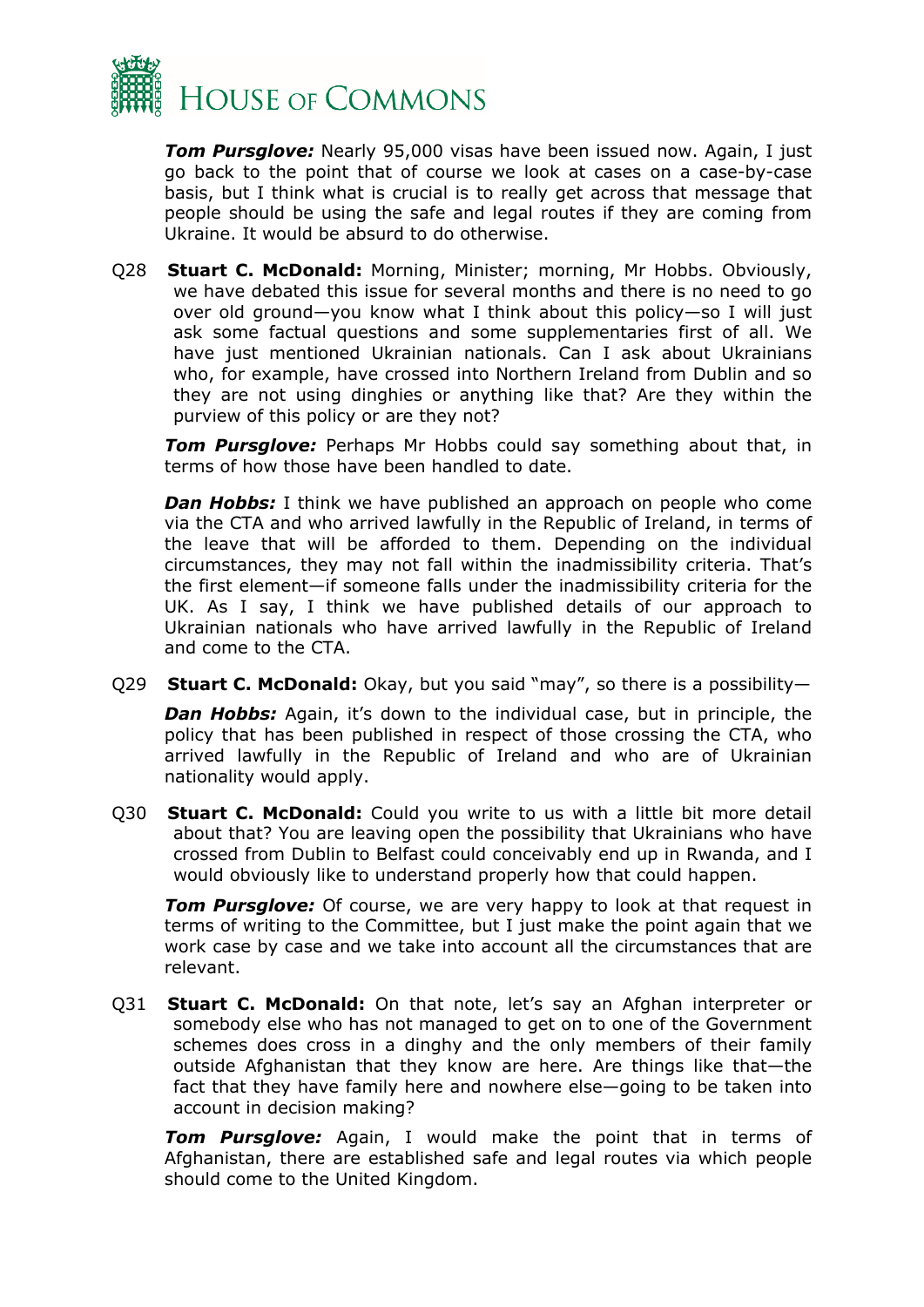***Tom Pursglove:*** Nearly 95,000 visas have been issued now. Again, I just go back to the point that of course we look at cases on a case-by-case basis, but I think what is crucial is to really get across that message that people should be using the safe and legal routes if they are coming from Ukraine. It would be absurd to do otherwise.

Q28 **Stuart C. McDonald:** Morning, Minister; morning, Mr Hobbs. Obviously, we have debated this issue for several months and there is no need to go over old ground—you know what I think about this policy—so I will just ask some factual questions and some supplementaries first of all. We have just mentioned Ukrainian nationals. Can I ask about Ukrainians who, for example, have crossed into Northern Ireland from Dublin and so they are not using dinghies or anything like that? Are they within the purview of this policy or are they not?

***Tom Pursglove:*** Perhaps Mr Hobbs could say something about that, in terms of how those have been handled to date.

***Dan Hobbs:*** I think we have published an approach on people who come via the CTA and who arrived lawfully in the Republic of Ireland, in terms of the leave that will be afforded to them. Depending on the individual circumstances, they may not fall within the inadmissibility criteria. That's the first element—if someone falls under the inadmissibility criteria for the UK. As I say, I think we have published details of our approach to Ukrainian nationals who have arrived lawfully in the Republic of Ireland and come to the CTA.

Q29 **Stuart C. McDonald:** Okay, but you said "may", so there is a possibility—

***Dan Hobbs:*** Again, it's down to the individual case, but in principle, the policy that has been published in respect of those crossing the CTA, who arrived lawfully in the Republic of Ireland and who are of Ukrainian nationality would apply.

Q30 **Stuart C. McDonald:** Could you write to us with a little bit more detail about that? You are leaving open the possibility that Ukrainians who have crossed from Dublin to Belfast could conceivably end up in Rwanda, and I would obviously like to understand properly how that could happen.

***Tom Pursglove:*** Of course, we are very happy to look at that request in terms of writing to the Committee, but I just make the point again that we work case by case and we take into account all the circumstances that are relevant.

Q31 **Stuart C. McDonald:** On that note, let's say an Afghan interpreter or somebody else who has not managed to get on to one of the Government schemes does cross in a dinghy and the only members of their family outside Afghanistan that they know are here. Are things like that—the fact that they have family here and nowhere else—going to be taken into account in decision making?

***Tom Pursglove:*** Again, I would make the point that in terms of Afghanistan, there are established safe and legal routes via which people should come to the United Kingdom.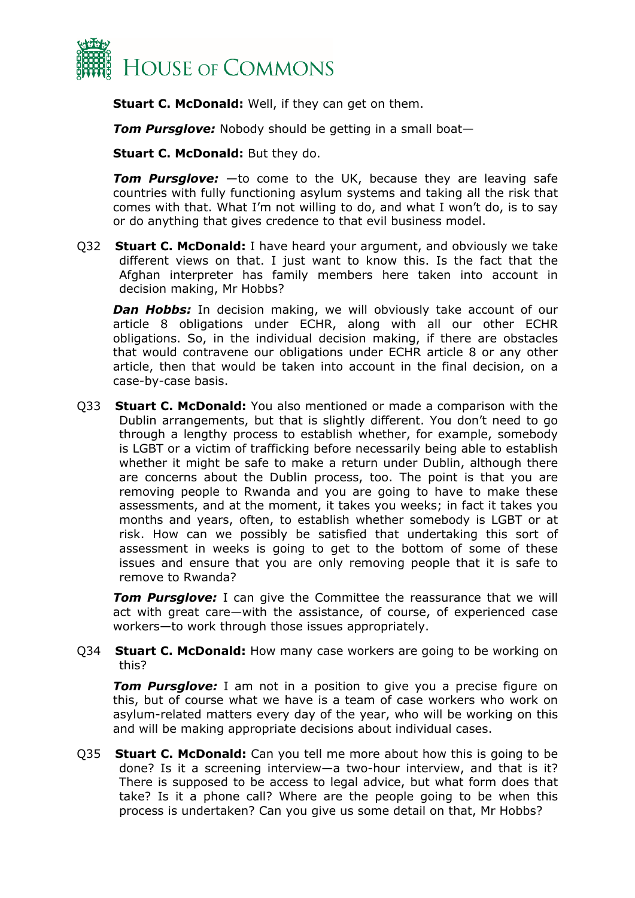**Stuart C. McDonald:** Well, if they can get on them.

***Tom Pursglove:*** Nobody should be getting in a small boat—

**Stuart C. McDonald:** But they do.

***Tom Pursglove:*** —to come to the UK, because they are leaving safe countries with fully functioning asylum systems and taking all the risk that comes with that. What I'm not willing to do, and what I won't do, is to say or do anything that gives credence to that evil business model.

Q32 **Stuart C. McDonald:** I have heard your argument, and obviously we take different views on that. I just want to know this. Is the fact that the Afghan interpreter has family members here taken into account in decision making, Mr Hobbs?

***Dan Hobbs:*** In decision making, we will obviously take account of our article 8 obligations under ECHR, along with all our other ECHR obligations. So, in the individual decision making, if there are obstacles that would contravene our obligations under ECHR article 8 or any other article, then that would be taken into account in the final decision, on a case-by-case basis.

Q33 **Stuart C. McDonald:** You also mentioned or made a comparison with the Dublin arrangements, but that is slightly different. You don't need to go through a lengthy process to establish whether, for example, somebody is LGBT or a victim of trafficking before necessarily being able to establish whether it might be safe to make a return under Dublin, although there are concerns about the Dublin process, too. The point is that you are removing people to Rwanda and you are going to have to make these assessments, and at the moment, it takes you weeks; in fact it takes you months and years, often, to establish whether somebody is LGBT or at risk. How can we possibly be satisfied that undertaking this sort of assessment in weeks is going to get to the bottom of some of these issues and ensure that you are only removing people that it is safe to remove to Rwanda?

***Tom Pursglove:*** I can give the Committee the reassurance that we will act with great care—with the assistance, of course, of experienced case workers—to work through those issues appropriately.

Q34 **Stuart C. McDonald:** How many case workers are going to be working on this?

***Tom Pursglove:*** I am not in a position to give you a precise figure on this, but of course what we have is a team of case workers who work on asylum-related matters every day of the year, who will be working on this and will be making appropriate decisions about individual cases.

Q35 **Stuart C. McDonald:** Can you tell me more about how this is going to be done? Is it a screening interview—a two-hour interview, and that is it? There is supposed to be access to legal advice, but what form does that take? Is it a phone call? Where are the people going to be when this process is undertaken? Can you give us some detail on that, Mr Hobbs?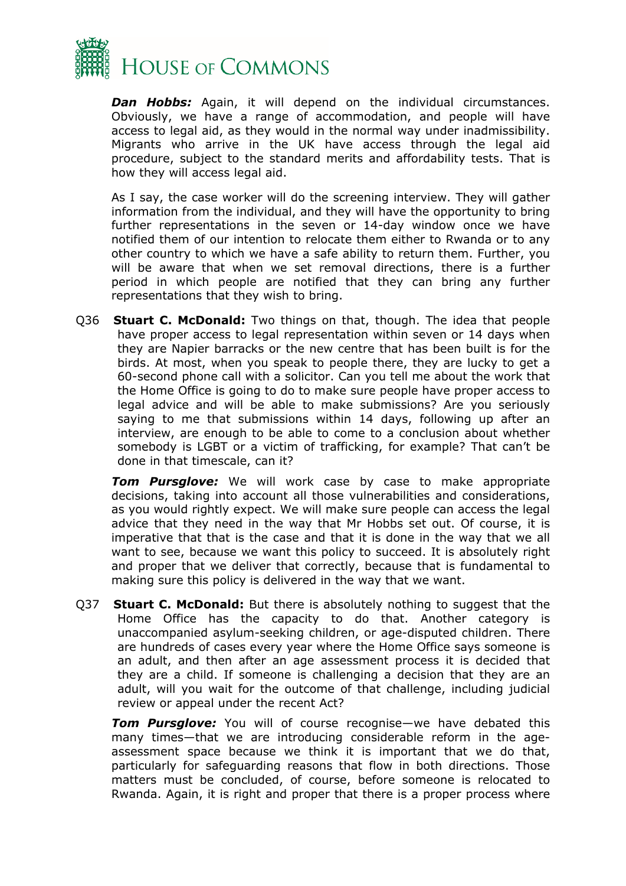***Dan Hobbs:*** Again, it will depend on the individual circumstances. Obviously, we have a range of accommodation, and people will have access to legal aid, as they would in the normal way under inadmissibility. Migrants who arrive in the UK have access through the legal aid procedure, subject to the standard merits and affordability tests. That is how they will access legal aid.

As I say, the case worker will do the screening interview. They will gather information from the individual, and they will have the opportunity to bring further representations in the seven or 14-day window once we have notified them of our intention to relocate them either to Rwanda or to any other country to which we have a safe ability to return them. Further, you will be aware that when we set removal directions, there is a further period in which people are notified that they can bring any further representations that they wish to bring.

Q36 **Stuart C. McDonald:** Two things on that, though. The idea that people have proper access to legal representation within seven or 14 days when they are Napier barracks or the new centre that has been built is for the birds. At most, when you speak to people there, they are lucky to get a 60-second phone call with a solicitor. Can you tell me about the work that the Home Office is going to do to make sure people have proper access to legal advice and will be able to make submissions? Are you seriously saying to me that submissions within 14 days, following up after an interview, are enough to be able to come to a conclusion about whether somebody is LGBT or a victim of trafficking, for example? That can't be done in that timescale, can it?

***Tom Pursglove:*** We will work case by case to make appropriate decisions, taking into account all those vulnerabilities and considerations, as you would rightly expect. We will make sure people can access the legal advice that they need in the way that Mr Hobbs set out. Of course, it is imperative that that is the case and that it is done in the way that we all want to see, because we want this policy to succeed. It is absolutely right and proper that we deliver that correctly, because that is fundamental to making sure this policy is delivered in the way that we want.

Q37 **Stuart C. McDonald:** But there is absolutely nothing to suggest that the Home Office has the capacity to do that. Another category is unaccompanied asylum-seeking children, or age-disputed children. There are hundreds of cases every year where the Home Office says someone is an adult, and then after an age assessment process it is decided that they are a child. If someone is challenging a decision that they are an adult, will you wait for the outcome of that challenge, including judicial review or appeal under the recent Act?

***Tom Pursglove:*** You will of course recognise—we have debated this many times—that we are introducing considerable reform in the age-assessment space because we think it is important that we do that, particularly for safeguarding reasons that flow in both directions. Those matters must be concluded, of course, before someone is relocated to Rwanda. Again, it is right and proper that there is a proper process where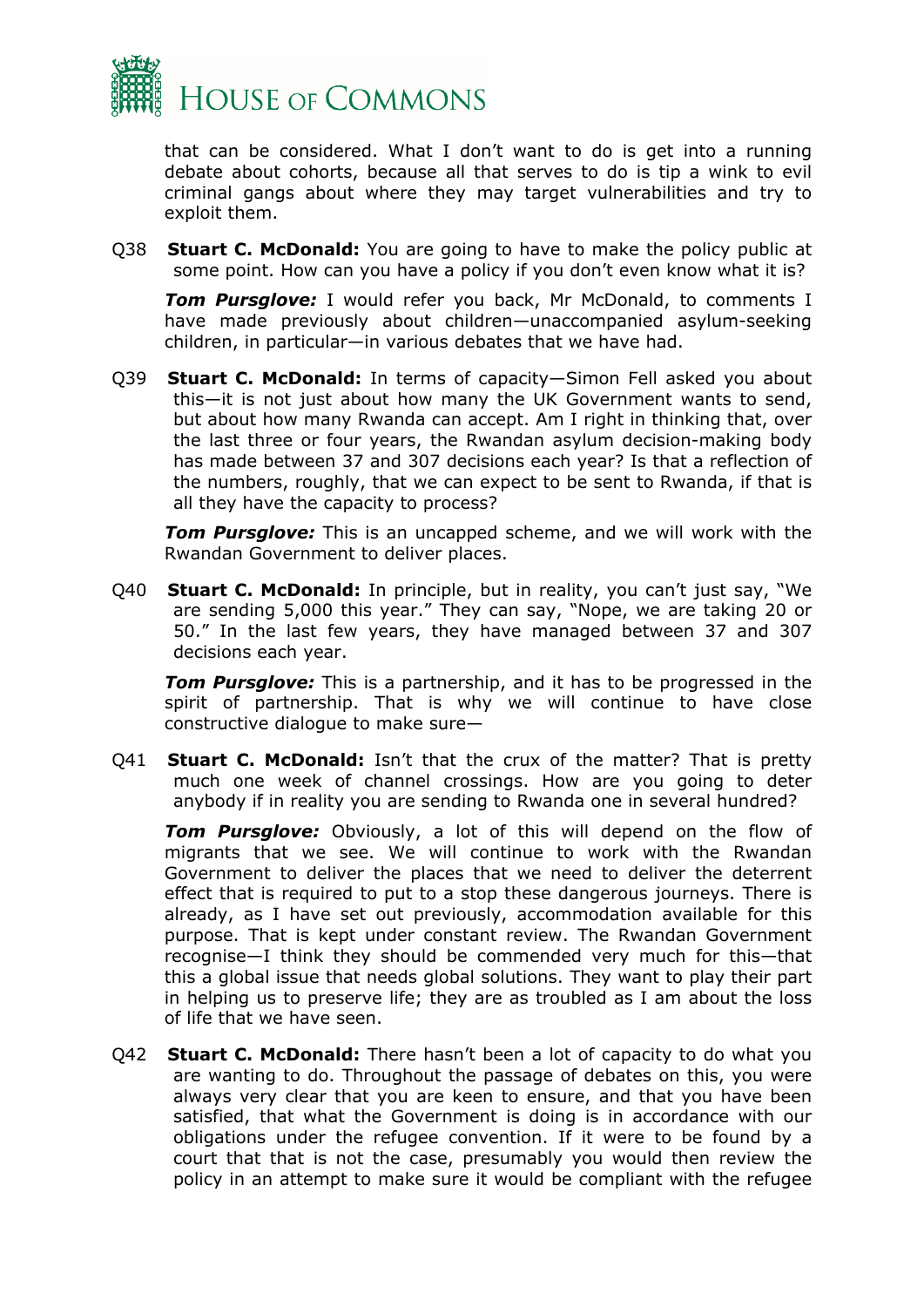that can be considered. What I don't want to do is get into a running debate about cohorts, because all that serves to do is tip a wink to evil criminal gangs about where they may target vulnerabilities and try to exploit them.

Q38 **Stuart C. McDonald:** You are going to have to make the policy public at some point. How can you have a policy if you don't even know what it is?

***Tom Pursglove:*** I would refer you back, Mr McDonald, to comments I have made previously about children—unaccompanied asylum-seeking children, in particular—in various debates that we have had.

Q39 **Stuart C. McDonald:** In terms of capacity—Simon Fell asked you about this—it is not just about how many the UK Government wants to send, but about how many Rwanda can accept. Am I right in thinking that, over the last three or four years, the Rwandan asylum decision-making body has made between 37 and 307 decisions each year? Is that a reflection of the numbers, roughly, that we can expect to be sent to Rwanda, if that is all they have the capacity to process?

***Tom Pursglove:*** This is an uncapped scheme, and we will work with the Rwandan Government to deliver places.

Q40 **Stuart C. McDonald:** In principle, but in reality, you can't just say, "We are sending 5,000 this year." They can say, "Nope, we are taking 20 or 50." In the last few years, they have managed between 37 and 307 decisions each year.

***Tom Pursglove:*** This is a partnership, and it has to be progressed in the spirit of partnership. That is why we will continue to have close constructive dialogue to make sure—

Q41 **Stuart C. McDonald:** Isn't that the crux of the matter? That is pretty much one week of channel crossings. How are you going to deter anybody if in reality you are sending to Rwanda one in several hundred?

***Tom Pursglove:*** Obviously, a lot of this will depend on the flow of migrants that we see. We will continue to work with the Rwandan Government to deliver the places that we need to deliver the deterrent effect that is required to put to a stop these dangerous journeys. There is already, as I have set out previously, accommodation available for this purpose. That is kept under constant review. The Rwandan Government recognise—I think they should be commended very much for this—that this a global issue that needs global solutions. They want to play their part in helping us to preserve life; they are as troubled as I am about the loss of life that we have seen.

Q42 **Stuart C. McDonald:** There hasn't been a lot of capacity to do what you are wanting to do. Throughout the passage of debates on this, you were always very clear that you are keen to ensure, and that you have been satisfied, that what the Government is doing is in accordance with our obligations under the refugee convention. If it were to be found by a court that that is not the case, presumably you would then review the policy in an attempt to make sure it would be compliant with the refugee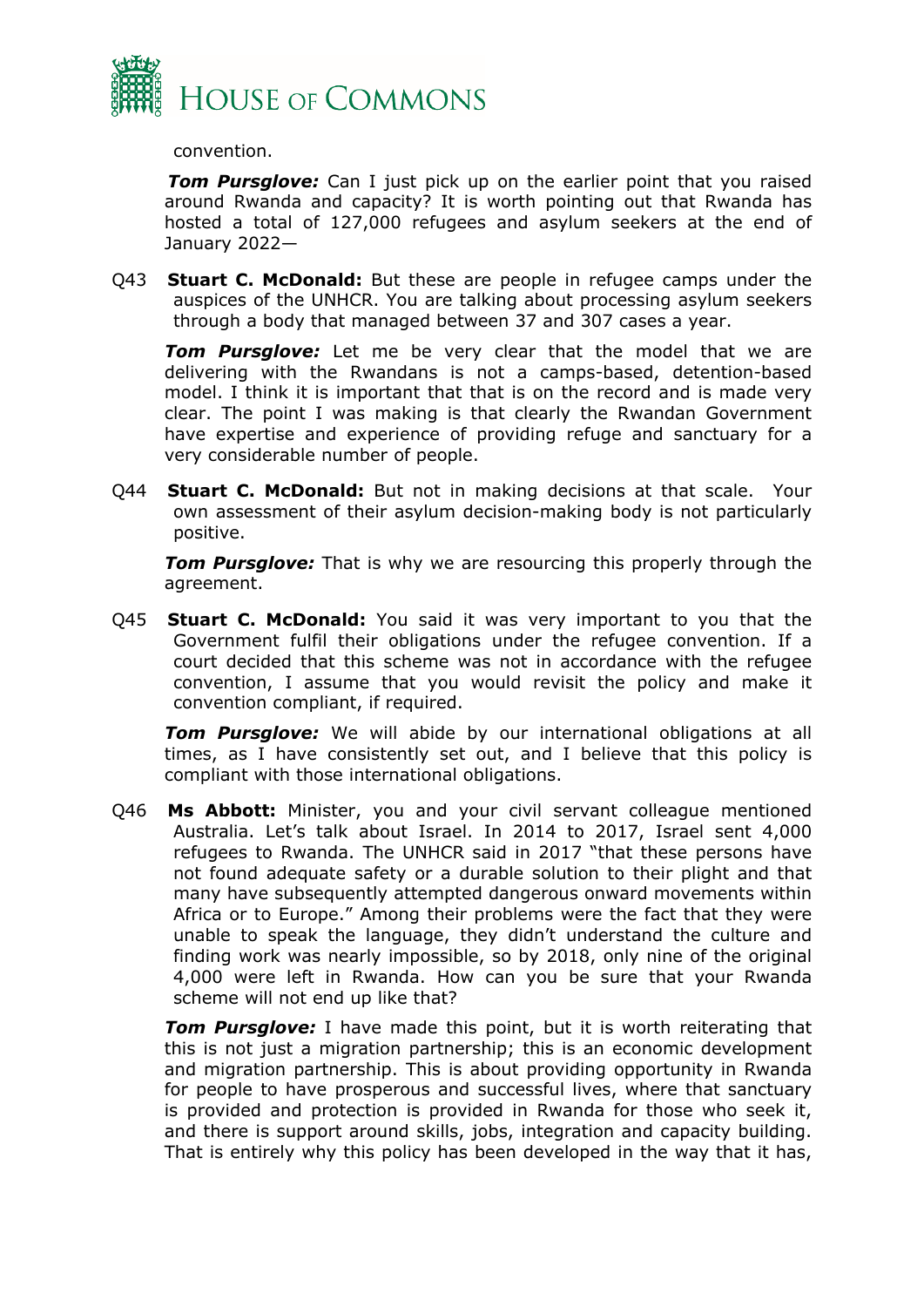convention.

***Tom Pursglove:*** Can I just pick up on the earlier point that you raised around Rwanda and capacity? It is worth pointing out that Rwanda has hosted a total of 127,000 refugees and asylum seekers at the end of January 2022—

Q43 **Stuart C. McDonald:** But these are people in refugee camps under the auspices of the UNHCR. You are talking about processing asylum seekers through a body that managed between 37 and 307 cases a year.

***Tom Pursglove:*** Let me be very clear that the model that we are delivering with the Rwandans is not a camps-based, detention-based model. I think it is important that that is on the record and is made very clear. The point I was making is that clearly the Rwandan Government have expertise and experience of providing refuge and sanctuary for a very considerable number of people.

Q44 **Stuart C. McDonald:** But not in making decisions at that scale. Your own assessment of their asylum decision-making body is not particularly positive.

***Tom Pursglove:*** That is why we are resourcing this properly through the agreement.

Q45 **Stuart C. McDonald:** You said it was very important to you that the Government fulfil their obligations under the refugee convention. If a court decided that this scheme was not in accordance with the refugee convention, I assume that you would revisit the policy and make it convention compliant, if required.

***Tom Pursglove:*** We will abide by our international obligations at all times, as I have consistently set out, and I believe that this policy is compliant with those international obligations.

Q46 **Ms Abbott:** Minister, you and your civil servant colleague mentioned Australia. Let's talk about Israel. In 2014 to 2017, Israel sent 4,000 refugees to Rwanda. The UNHCR said in 2017 "that these persons have not found adequate safety or a durable solution to their plight and that many have subsequently attempted dangerous onward movements within Africa or to Europe." Among their problems were the fact that they were unable to speak the language, they didn't understand the culture and finding work was nearly impossible, so by 2018, only nine of the original 4,000 were left in Rwanda. How can you be sure that your Rwanda scheme will not end up like that?

***Tom Pursglove:*** I have made this point, but it is worth reiterating that this is not just a migration partnership; this is an economic development and migration partnership. This is about providing opportunity in Rwanda for people to have prosperous and successful lives, where that sanctuary is provided and protection is provided in Rwanda for those who seek it, and there is support around skills, jobs, integration and capacity building. That is entirely why this policy has been developed in the way that it has,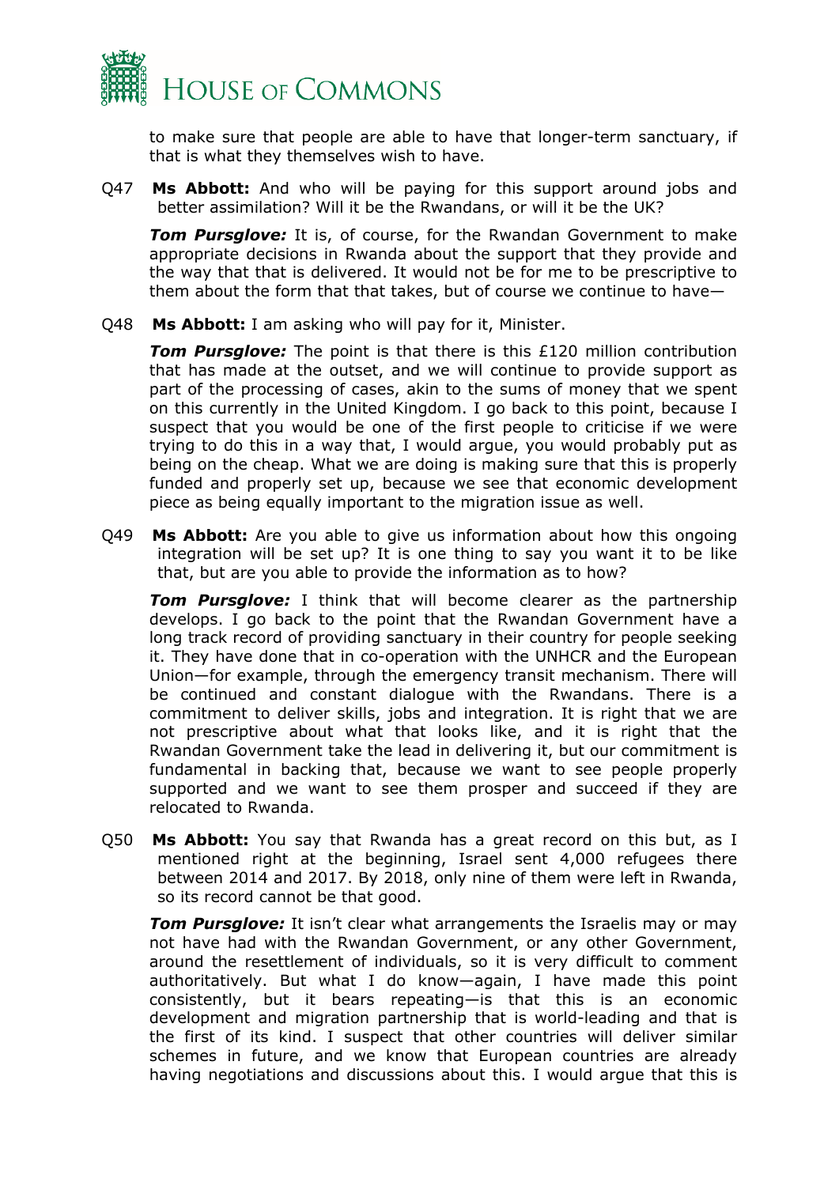to make sure that people are able to have that longer-term sanctuary, if that is what they themselves wish to have.

Q47 **Ms Abbott:** And who will be paying for this support around jobs and better assimilation? Will it be the Rwandans, or will it be the UK?

***Tom Pursglove:*** It is, of course, for the Rwandan Government to make appropriate decisions in Rwanda about the support that they provide and the way that that is delivered. It would not be for me to be prescriptive to them about the form that that takes, but of course we continue to have—

Q48 **Ms Abbott:** I am asking who will pay for it, Minister.

***Tom Pursglove:*** The point is that there is this £120 million contribution that has made at the outset, and we will continue to provide support as part of the processing of cases, akin to the sums of money that we spent on this currently in the United Kingdom. I go back to this point, because I suspect that you would be one of the first people to criticise if we were trying to do this in a way that, I would argue, you would probably put as being on the cheap. What we are doing is making sure that this is properly funded and properly set up, because we see that economic development piece as being equally important to the migration issue as well.

Q49 **Ms Abbott:** Are you able to give us information about how this ongoing integration will be set up? It is one thing to say you want it to be like that, but are you able to provide the information as to how?

***Tom Pursglove:*** I think that will become clearer as the partnership develops. I go back to the point that the Rwandan Government have a long track record of providing sanctuary in their country for people seeking it. They have done that in co-operation with the UNHCR and the European Union—for example, through the emergency transit mechanism. There will be continued and constant dialogue with the Rwandans. There is a commitment to deliver skills, jobs and integration. It is right that we are not prescriptive about what that looks like, and it is right that the Rwandan Government take the lead in delivering it, but our commitment is fundamental in backing that, because we want to see people properly supported and we want to see them prosper and succeed if they are relocated to Rwanda.

Q50 **Ms Abbott:** You say that Rwanda has a great record on this but, as I mentioned right at the beginning, Israel sent 4,000 refugees there between 2014 and 2017. By 2018, only nine of them were left in Rwanda, so its record cannot be that good.

***Tom Pursglove:*** It isn't clear what arrangements the Israelis may or may not have had with the Rwandan Government, or any other Government, around the resettlement of individuals, so it is very difficult to comment authoritatively. But what I do know—again, I have made this point consistently, but it bears repeating—is that this is an economic development and migration partnership that is world-leading and that is the first of its kind. I suspect that other countries will deliver similar schemes in future, and we know that European countries are already having negotiations and discussions about this. I would argue that this is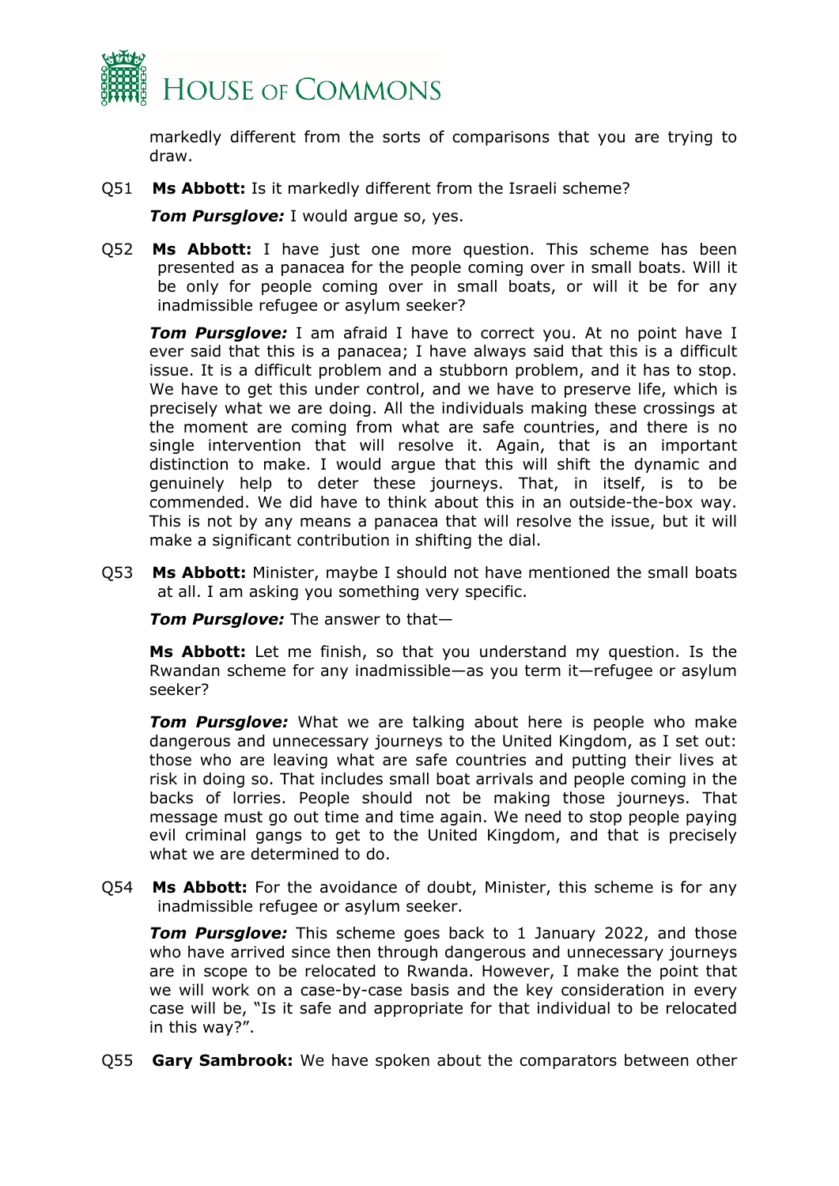markedly different from the sorts of comparisons that you are trying to draw.

Q51 **Ms Abbott:** Is it markedly different from the Israeli scheme?

***Tom Pursglove:*** I would argue so, yes.

Q52 **Ms Abbott:** I have just one more question. This scheme has been presented as a panacea for the people coming over in small boats. Will it be only for people coming over in small boats, or will it be for any inadmissible refugee or asylum seeker?

***Tom Pursglove:*** I am afraid I have to correct you. At no point have I ever said that this is a panacea; I have always said that this is a difficult issue. It is a difficult problem and a stubborn problem, and it has to stop. We have to get this under control, and we have to preserve life, which is precisely what we are doing. All the individuals making these crossings at the moment are coming from what are safe countries, and there is no single intervention that will resolve it. Again, that is an important distinction to make. I would argue that this will shift the dynamic and genuinely help to deter these journeys. That, in itself, is to be commended. We did have to think about this in an outside-the-box way. This is not by any means a panacea that will resolve the issue, but it will make a significant contribution in shifting the dial.

Q53 **Ms Abbott:** Minister, maybe I should not have mentioned the small boats at all. I am asking you something very specific.

***Tom Pursglove:*** The answer to that—

**Ms Abbott:** Let me finish, so that you understand my question. Is the Rwandan scheme for any inadmissible—as you term it—refugee or asylum seeker?

***Tom Pursglove:*** What we are talking about here is people who make dangerous and unnecessary journeys to the United Kingdom, as I set out: those who are leaving what are safe countries and putting their lives at risk in doing so. That includes small boat arrivals and people coming in the backs of lorries. People should not be making those journeys. That message must go out time and time again. We need to stop people paying evil criminal gangs to get to the United Kingdom, and that is precisely what we are determined to do.

Q54 **Ms Abbott:** For the avoidance of doubt, Minister, this scheme is for any inadmissible refugee or asylum seeker.

***Tom Pursglove:*** This scheme goes back to 1 January 2022, and those who have arrived since then through dangerous and unnecessary journeys are in scope to be relocated to Rwanda. However, I make the point that we will work on a case-by-case basis and the key consideration in every case will be, "Is it safe and appropriate for that individual to be relocated in this way?".

Q55 **Gary Sambrook:** We have spoken about the comparators between other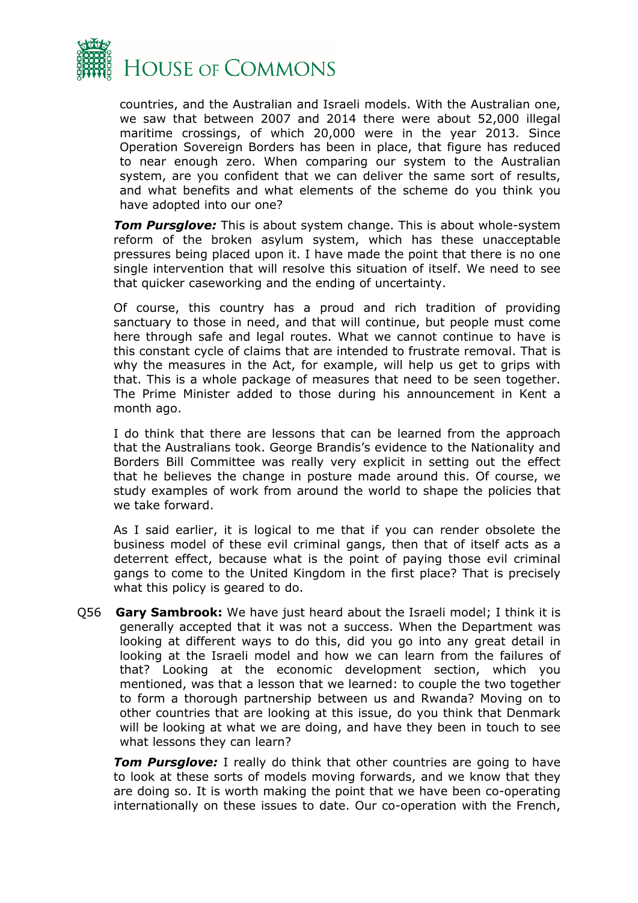countries, and the Australian and Israeli models. With the Australian one, we saw that between 2007 and 2014 there were about 52,000 illegal maritime crossings, of which 20,000 were in the year 2013. Since Operation Sovereign Borders has been in place, that figure has reduced to near enough zero. When comparing our system to the Australian system, are you confident that we can deliver the same sort of results, and what benefits and what elements of the scheme do you think you have adopted into our one?

***Tom Pursglove:*** This is about system change. This is about whole-system reform of the broken asylum system, which has these unacceptable pressures being placed upon it. I have made the point that there is no one single intervention that will resolve this situation of itself. We need to see that quicker caseworking and the ending of uncertainty.

Of course, this country has a proud and rich tradition of providing sanctuary to those in need, and that will continue, but people must come here through safe and legal routes. What we cannot continue to have is this constant cycle of claims that are intended to frustrate removal. That is why the measures in the Act, for example, will help us get to grips with that. This is a whole package of measures that need to be seen together. The Prime Minister added to those during his announcement in Kent a month ago.

I do think that there are lessons that can be learned from the approach that the Australians took. George Brandis's evidence to the Nationality and Borders Bill Committee was really very explicit in setting out the effect that he believes the change in posture made around this. Of course, we study examples of work from around the world to shape the policies that we take forward.

As I said earlier, it is logical to me that if you can render obsolete the business model of these evil criminal gangs, then that of itself acts as a deterrent effect, because what is the point of paying those evil criminal gangs to come to the United Kingdom in the first place? That is precisely what this policy is geared to do.

Q56 **Gary Sambrook:** We have just heard about the Israeli model; I think it is generally accepted that it was not a success. When the Department was looking at different ways to do this, did you go into any great detail in looking at the Israeli model and how we can learn from the failures of that? Looking at the economic development section, which you mentioned, was that a lesson that we learned: to couple the two together to form a thorough partnership between us and Rwanda? Moving on to other countries that are looking at this issue, do you think that Denmark will be looking at what we are doing, and have they been in touch to see what lessons they can learn?

***Tom Pursglove:*** I really do think that other countries are going to have to look at these sorts of models moving forwards, and we know that they are doing so. It is worth making the point that we have been co-operating internationally on these issues to date. Our co-operation with the French,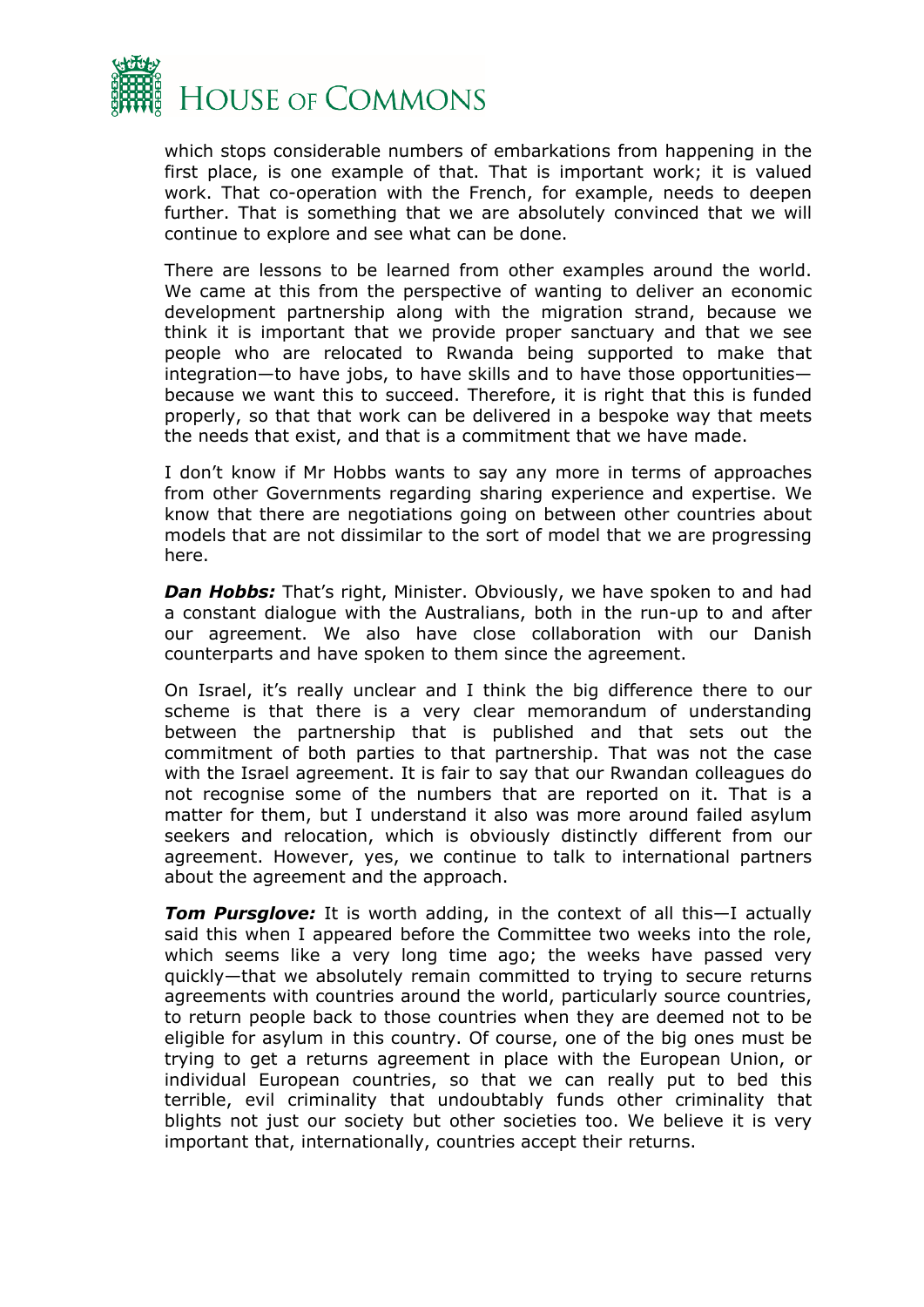which stops considerable numbers of embarkations from happening in the first place, is one example of that. That is important work; it is valued work. That co-operation with the French, for example, needs to deepen further. That is something that we are absolutely convinced that we will continue to explore and see what can be done.

There are lessons to be learned from other examples around the world. We came at this from the perspective of wanting to deliver an economic development partnership along with the migration strand, because we think it is important that we provide proper sanctuary and that we see people who are relocated to Rwanda being supported to make that integration—to have jobs, to have skills and to have those opportunities—because we want this to succeed. Therefore, it is right that this is funded properly, so that that work can be delivered in a bespoke way that meets the needs that exist, and that is a commitment that we have made.

I don't know if Mr Hobbs wants to say any more in terms of approaches from other Governments regarding sharing experience and expertise. We know that there are negotiations going on between other countries about models that are not dissimilar to the sort of model that we are progressing here.

***Dan Hobbs:*** That's right, Minister. Obviously, we have spoken to and had a constant dialogue with the Australians, both in the run-up to and after our agreement. We also have close collaboration with our Danish counterparts and have spoken to them since the agreement.

On Israel, it's really unclear and I think the big difference there to our scheme is that there is a very clear memorandum of understanding between the partnership that is published and that sets out the commitment of both parties to that partnership. That was not the case with the Israel agreement. It is fair to say that our Rwandan colleagues do not recognise some of the numbers that are reported on it. That is a matter for them, but I understand it also was more around failed asylum seekers and relocation, which is obviously distinctly different from our agreement. However, yes, we continue to talk to international partners about the agreement and the approach.

***Tom Pursglove:*** It is worth adding, in the context of all this—I actually said this when I appeared before the Committee two weeks into the role, which seems like a very long time ago; the weeks have passed very quickly—that we absolutely remain committed to trying to secure returns agreements with countries around the world, particularly source countries, to return people back to those countries when they are deemed not to be eligible for asylum in this country. Of course, one of the big ones must be trying to get a returns agreement in place with the European Union, or individual European countries, so that we can really put to bed this terrible, evil criminality that undoubtably funds other criminality that blights not just our society but other societies too. We believe it is very important that, internationally, countries accept their returns.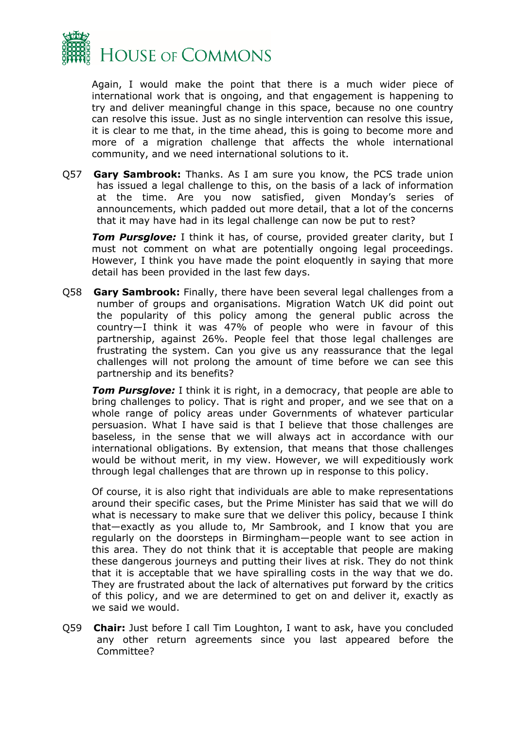Again, I would make the point that there is a much wider piece of international work that is ongoing, and that engagement is happening to try and deliver meaningful change in this space, because no one country can resolve this issue. Just as no single intervention can resolve this issue, it is clear to me that, in the time ahead, this is going to become more and more of a migration challenge that affects the whole international community, and we need international solutions to it.

Q57 **Gary Sambrook:** Thanks. As I am sure you know, the PCS trade union has issued a legal challenge to this, on the basis of a lack of information at the time. Are you now satisfied, given Monday's series of announcements, which padded out more detail, that a lot of the concerns that it may have had in its legal challenge can now be put to rest?

***Tom Pursglove:*** I think it has, of course, provided greater clarity, but I must not comment on what are potentially ongoing legal proceedings. However, I think you have made the point eloquently in saying that more detail has been provided in the last few days.

Q58 **Gary Sambrook:** Finally, there have been several legal challenges from a number of groups and organisations. Migration Watch UK did point out the popularity of this policy among the general public across the country—I think it was 47% of people who were in favour of this partnership, against 26%. People feel that those legal challenges are frustrating the system. Can you give us any reassurance that the legal challenges will not prolong the amount of time before we can see this partnership and its benefits?

***Tom Pursglove:*** I think it is right, in a democracy, that people are able to bring challenges to policy. That is right and proper, and we see that on a whole range of policy areas under Governments of whatever particular persuasion. What I have said is that I believe that those challenges are baseless, in the sense that we will always act in accordance with our international obligations. By extension, that means that those challenges would be without merit, in my view. However, we will expeditiously work through legal challenges that are thrown up in response to this policy.

Of course, it is also right that individuals are able to make representations around their specific cases, but the Prime Minister has said that we will do what is necessary to make sure that we deliver this policy, because I think that—exactly as you allude to, Mr Sambrook, and I know that you are regularly on the doorsteps in Birmingham—people want to see action in this area. They do not think that it is acceptable that people are making these dangerous journeys and putting their lives at risk. They do not think that it is acceptable that we have spiralling costs in the way that we do. They are frustrated about the lack of alternatives put forward by the critics of this policy, and we are determined to get on and deliver it, exactly as we said we would.

Q59 **Chair:** Just before I call Tim Loughton, I want to ask, have you concluded any other return agreements since you last appeared before the Committee?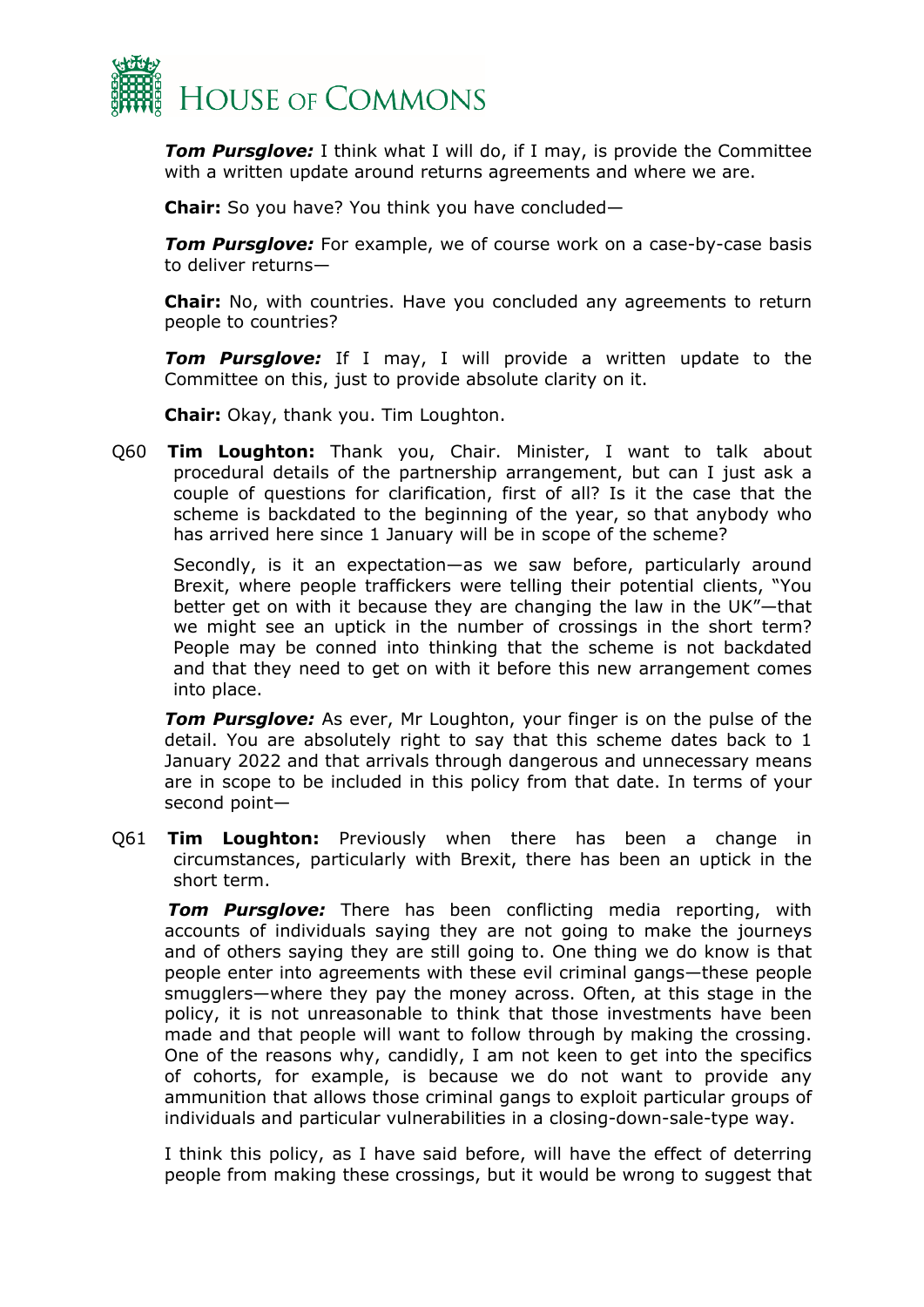***Tom Pursglove:*** I think what I will do, if I may, is provide the Committee with a written update around returns agreements and where we are.

**Chair:** So you have? You think you have concluded—

***Tom Pursglove:*** For example, we of course work on a case-by-case basis to deliver returns—

**Chair:** No, with countries. Have you concluded any agreements to return people to countries?

***Tom Pursglove:*** If I may, I will provide a written update to the Committee on this, just to provide absolute clarity on it.

**Chair:** Okay, thank you. Tim Loughton.

Q60 **Tim Loughton:** Thank you, Chair. Minister, I want to talk about procedural details of the partnership arrangement, but can I just ask a couple of questions for clarification, first of all? Is it the case that the scheme is backdated to the beginning of the year, so that anybody who has arrived here since 1 January will be in scope of the scheme?

Secondly, is it an expectation—as we saw before, particularly around Brexit, where people traffickers were telling their potential clients, "You better get on with it because they are changing the law in the UK"—that we might see an uptick in the number of crossings in the short term? People may be conned into thinking that the scheme is not backdated and that they need to get on with it before this new arrangement comes into place.

***Tom Pursglove:*** As ever, Mr Loughton, your finger is on the pulse of the detail. You are absolutely right to say that this scheme dates back to 1 January 2022 and that arrivals through dangerous and unnecessary means are in scope to be included in this policy from that date. In terms of your second point—

Q61 **Tim Loughton:** Previously when there has been a change in circumstances, particularly with Brexit, there has been an uptick in the short term.

***Tom Pursglove:*** There has been conflicting media reporting, with accounts of individuals saying they are not going to make the journeys and of others saying they are still going to. One thing we do know is that people enter into agreements with these evil criminal gangs—these people smugglers—where they pay the money across. Often, at this stage in the policy, it is not unreasonable to think that those investments have been made and that people will want to follow through by making the crossing. One of the reasons why, candidly, I am not keen to get into the specifics of cohorts, for example, is because we do not want to provide any ammunition that allows those criminal gangs to exploit particular groups of individuals and particular vulnerabilities in a closing-down-sale-type way.

I think this policy, as I have said before, will have the effect of deterring people from making these crossings, but it would be wrong to suggest that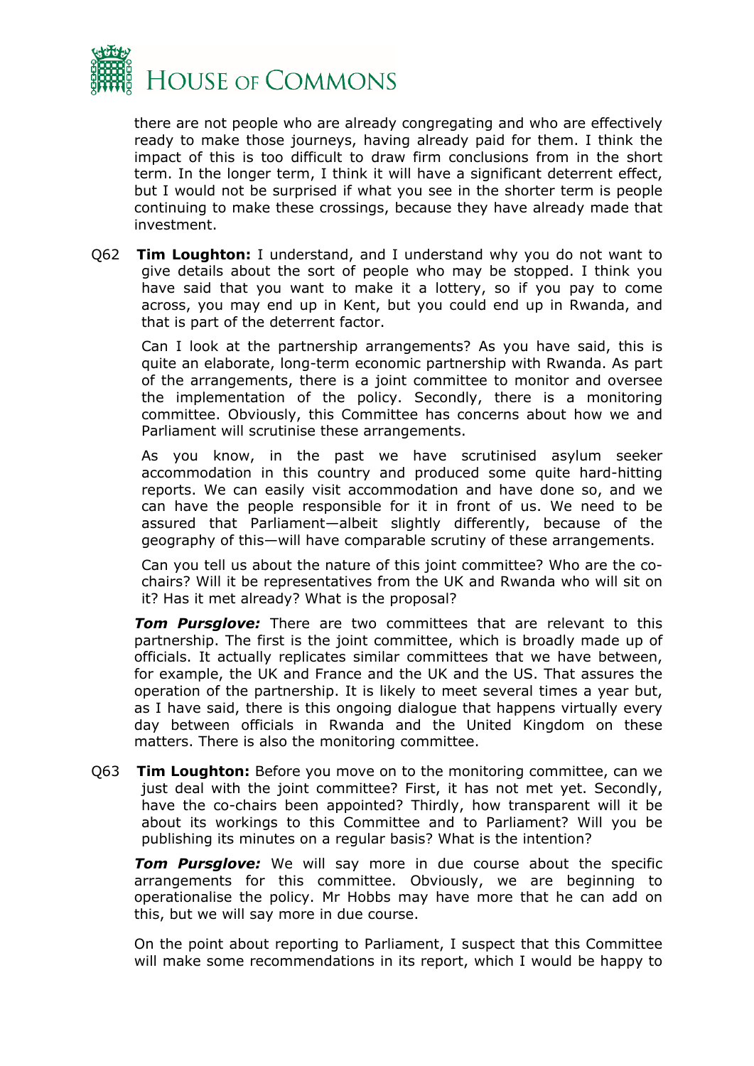there are not people who are already congregating and who are effectively ready to make those journeys, having already paid for them. I think the impact of this is too difficult to draw firm conclusions from in the short term. In the longer term, I think it will have a significant deterrent effect, but I would not be surprised if what you see in the shorter term is people continuing to make these crossings, because they have already made that investment.

Q62 **Tim Loughton:** I understand, and I understand why you do not want to give details about the sort of people who may be stopped. I think you have said that you want to make it a lottery, so if you pay to come across, you may end up in Kent, but you could end up in Rwanda, and that is part of the deterrent factor.

Can I look at the partnership arrangements? As you have said, this is quite an elaborate, long-term economic partnership with Rwanda. As part of the arrangements, there is a joint committee to monitor and oversee the implementation of the policy. Secondly, there is a monitoring committee. Obviously, this Committee has concerns about how we and Parliament will scrutinise these arrangements.

As you know, in the past we have scrutinised asylum seeker accommodation in this country and produced some quite hard-hitting reports. We can easily visit accommodation and have done so, and we can have the people responsible for it in front of us. We need to be assured that Parliament—albeit slightly differently, because of the geography of this—will have comparable scrutiny of these arrangements.

Can you tell us about the nature of this joint committee? Who are the co-chairs? Will it be representatives from the UK and Rwanda who will sit on it? Has it met already? What is the proposal?

***Tom Pursglove:*** There are two committees that are relevant to this partnership. The first is the joint committee, which is broadly made up of officials. It actually replicates similar committees that we have between, for example, the UK and France and the UK and the US. That assures the operation of the partnership. It is likely to meet several times a year but, as I have said, there is this ongoing dialogue that happens virtually every day between officials in Rwanda and the United Kingdom on these matters. There is also the monitoring committee.

Q63 **Tim Loughton:** Before you move on to the monitoring committee, can we just deal with the joint committee? First, it has not met yet. Secondly, have the co-chairs been appointed? Thirdly, how transparent will it be about its workings to this Committee and to Parliament? Will you be publishing its minutes on a regular basis? What is the intention?

***Tom Pursglove:*** We will say more in due course about the specific arrangements for this committee. Obviously, we are beginning to operationalise the policy. Mr Hobbs may have more that he can add on this, but we will say more in due course.

On the point about reporting to Parliament, I suspect that this Committee will make some recommendations in its report, which I would be happy to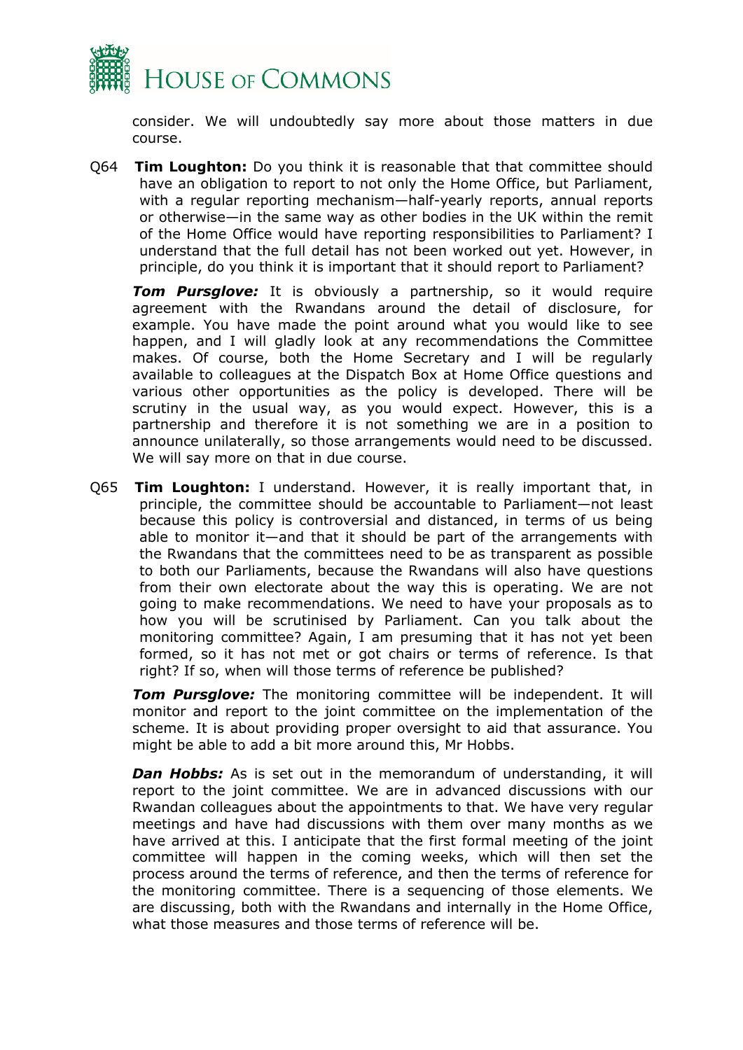consider. We will undoubtedly say more about those matters in due course.

Q64 **Tim Loughton:** Do you think it is reasonable that that committee should have an obligation to report to not only the Home Office, but Parliament, with a regular reporting mechanism—half-yearly reports, annual reports or otherwise—in the same way as other bodies in the UK within the remit of the Home Office would have reporting responsibilities to Parliament? I understand that the full detail has not been worked out yet. However, in principle, do you think it is important that it should report to Parliament?

***Tom Pursglove:*** It is obviously a partnership, so it would require agreement with the Rwandans around the detail of disclosure, for example. You have made the point around what you would like to see happen, and I will gladly look at any recommendations the Committee makes. Of course, both the Home Secretary and I will be regularly available to colleagues at the Dispatch Box at Home Office questions and various other opportunities as the policy is developed. There will be scrutiny in the usual way, as you would expect. However, this is a partnership and therefore it is not something we are in a position to announce unilaterally, so those arrangements would need to be discussed. We will say more on that in due course.

Q65 **Tim Loughton:** I understand. However, it is really important that, in principle, the committee should be accountable to Parliament—not least because this policy is controversial and distanced, in terms of us being able to monitor it—and that it should be part of the arrangements with the Rwandans that the committees need to be as transparent as possible to both our Parliaments, because the Rwandans will also have questions from their own electorate about the way this is operating. We are not going to make recommendations. We need to have your proposals as to how you will be scrutinised by Parliament. Can you talk about the monitoring committee? Again, I am presuming that it has not yet been formed, so it has not met or got chairs or terms of reference. Is that right? If so, when will those terms of reference be published?

***Tom Pursglove:*** The monitoring committee will be independent. It will monitor and report to the joint committee on the implementation of the scheme. It is about providing proper oversight to aid that assurance. You might be able to add a bit more around this, Mr Hobbs.

***Dan Hobbs:*** As is set out in the memorandum of understanding, it will report to the joint committee. We are in advanced discussions with our Rwandan colleagues about the appointments to that. We have very regular meetings and have had discussions with them over many months as we have arrived at this. I anticipate that the first formal meeting of the joint committee will happen in the coming weeks, which will then set the process around the terms of reference, and then the terms of reference for the monitoring committee. There is a sequencing of those elements. We are discussing, both with the Rwandans and internally in the Home Office, what those measures and those terms of reference will be.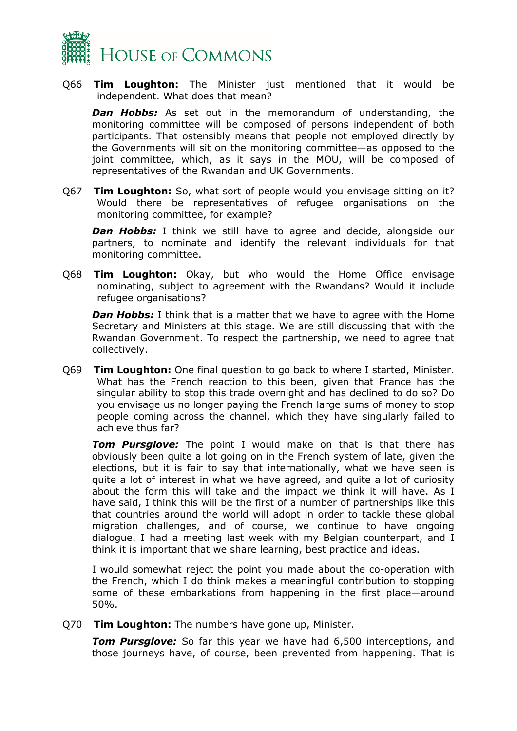Q66 **Tim Loughton:** The Minister just mentioned that it would be independent. What does that mean?

***Dan Hobbs:*** As set out in the memorandum of understanding, the monitoring committee will be composed of persons independent of both participants. That ostensibly means that people not employed directly by the Governments will sit on the monitoring committee—as opposed to the joint committee, which, as it says in the MOU, will be composed of representatives of the Rwandan and UK Governments.

Q67 **Tim Loughton:** So, what sort of people would you envisage sitting on it? Would there be representatives of refugee organisations on the monitoring committee, for example?

***Dan Hobbs:*** I think we still have to agree and decide, alongside our partners, to nominate and identify the relevant individuals for that monitoring committee.

Q68 **Tim Loughton:** Okay, but who would the Home Office envisage nominating, subject to agreement with the Rwandans? Would it include refugee organisations?

***Dan Hobbs:*** I think that is a matter that we have to agree with the Home Secretary and Ministers at this stage. We are still discussing that with the Rwandan Government. To respect the partnership, we need to agree that collectively.

Q69 **Tim Loughton:** One final question to go back to where I started, Minister. What has the French reaction to this been, given that France has the singular ability to stop this trade overnight and has declined to do so? Do you envisage us no longer paying the French large sums of money to stop people coming across the channel, which they have singularly failed to achieve thus far?

***Tom Pursglove:*** The point I would make on that is that there has obviously been quite a lot going on in the French system of late, given the elections, but it is fair to say that internationally, what we have seen is quite a lot of interest in what we have agreed, and quite a lot of curiosity about the form this will take and the impact we think it will have. As I have said, I think this will be the first of a number of partnerships like this that countries around the world will adopt in order to tackle these global migration challenges, and of course, we continue to have ongoing dialogue. I had a meeting last week with my Belgian counterpart, and I think it is important that we share learning, best practice and ideas.

I would somewhat reject the point you made about the co-operation with the French, which I do think makes a meaningful contribution to stopping some of these embarkations from happening in the first place—around 50%.

Q70 **Tim Loughton:** The numbers have gone up, Minister.

***Tom Pursglove:*** So far this year we have had 6,500 interceptions, and those journeys have, of course, been prevented from happening. That is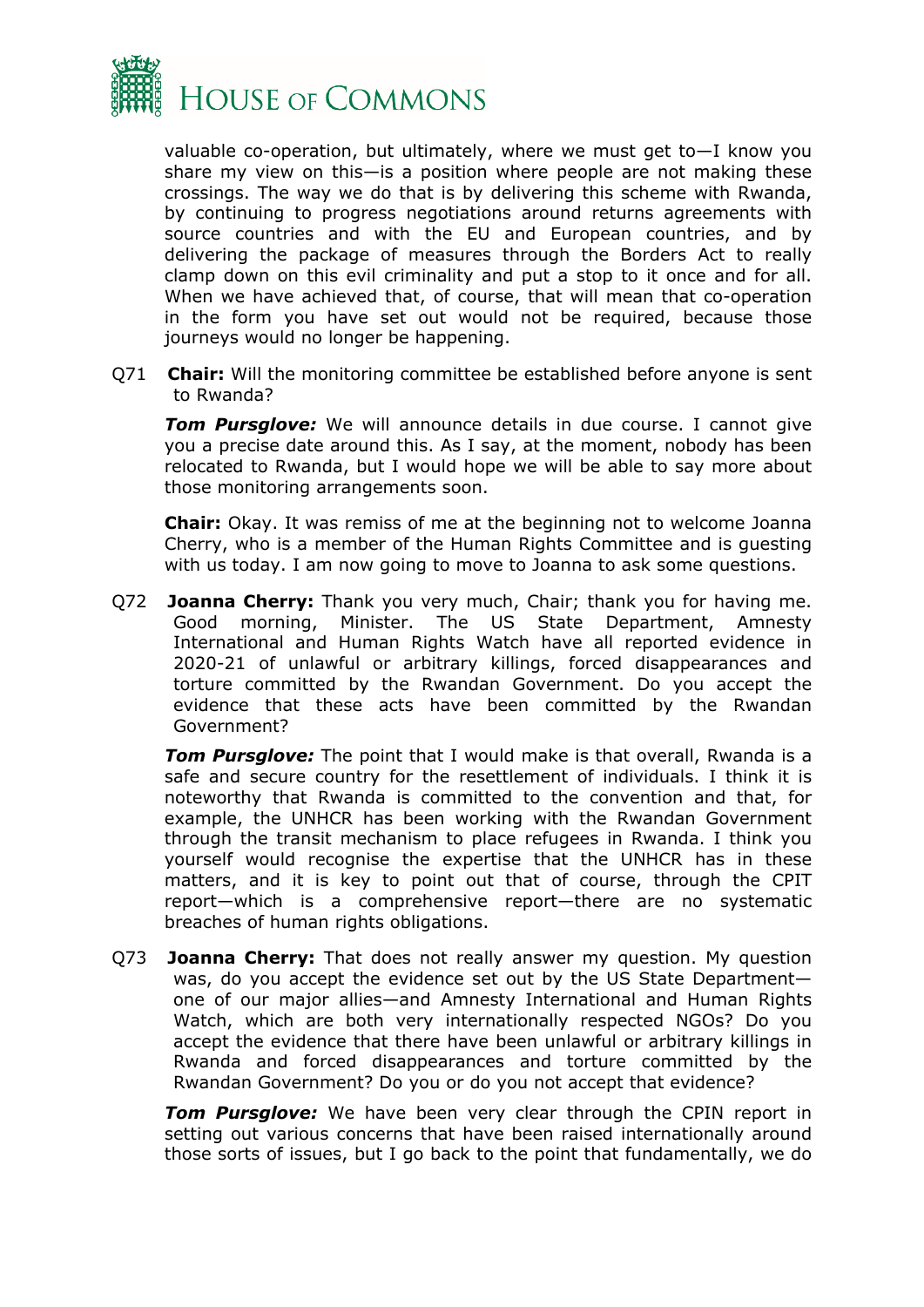valuable co-operation, but ultimately, where we must get to—I know you share my view on this—is a position where people are not making these crossings. The way we do that is by delivering this scheme with Rwanda, by continuing to progress negotiations around returns agreements with source countries and with the EU and European countries, and by delivering the package of measures through the Borders Act to really clamp down on this evil criminality and put a stop to it once and for all. When we have achieved that, of course, that will mean that co-operation in the form you have set out would not be required, because those journeys would no longer be happening.

Q71 **Chair:** Will the monitoring committee be established before anyone is sent to Rwanda?

***Tom Pursglove:*** We will announce details in due course. I cannot give you a precise date around this. As I say, at the moment, nobody has been relocated to Rwanda, but I would hope we will be able to say more about those monitoring arrangements soon.

**Chair:** Okay. It was remiss of me at the beginning not to welcome Joanna Cherry, who is a member of the Human Rights Committee and is guesting with us today. I am now going to move to Joanna to ask some questions.

Q72 **Joanna Cherry:** Thank you very much, Chair; thank you for having me. Good morning, Minister. The US State Department, Amnesty International and Human Rights Watch have all reported evidence in 2020-21 of unlawful or arbitrary killings, forced disappearances and torture committed by the Rwandan Government. Do you accept the evidence that these acts have been committed by the Rwandan Government?

***Tom Pursglove:*** The point that I would make is that overall, Rwanda is a safe and secure country for the resettlement of individuals. I think it is noteworthy that Rwanda is committed to the convention and that, for example, the UNHCR has been working with the Rwandan Government through the transit mechanism to place refugees in Rwanda. I think you yourself would recognise the expertise that the UNHCR has in these matters, and it is key to point out that of course, through the CPIT report—which is a comprehensive report—there are no systematic breaches of human rights obligations.

Q73 **Joanna Cherry:** That does not really answer my question. My question was, do you accept the evidence set out by the US State Department—one of our major allies—and Amnesty International and Human Rights Watch, which are both very internationally respected NGOs? Do you accept the evidence that there have been unlawful or arbitrary killings in Rwanda and forced disappearances and torture committed by the Rwandan Government? Do you or do you not accept that evidence?

***Tom Pursglove:*** We have been very clear through the CPIN report in setting out various concerns that have been raised internationally around those sorts of issues, but I go back to the point that fundamentally, we do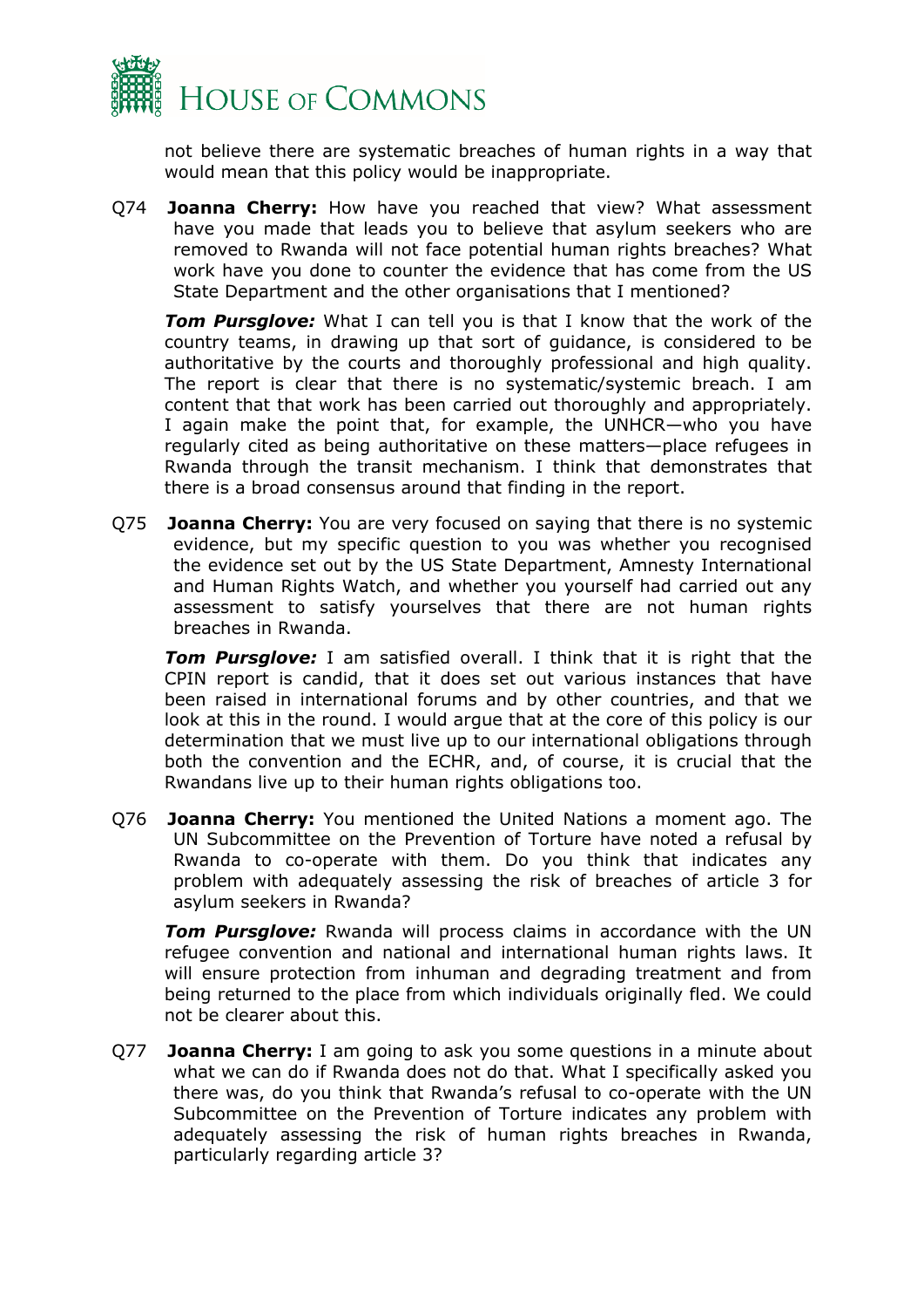not believe there are systematic breaches of human rights in a way that would mean that this policy would be inappropriate.

Q74 **Joanna Cherry:** How have you reached that view? What assessment have you made that leads you to believe that asylum seekers who are removed to Rwanda will not face potential human rights breaches? What work have you done to counter the evidence that has come from the US State Department and the other organisations that I mentioned?

***Tom Pursglove:*** What I can tell you is that I know that the work of the country teams, in drawing up that sort of guidance, is considered to be authoritative by the courts and thoroughly professional and high quality. The report is clear that there is no systematic/systemic breach. I am content that that work has been carried out thoroughly and appropriately. I again make the point that, for example, the UNHCR—who you have regularly cited as being authoritative on these matters—place refugees in Rwanda through the transit mechanism. I think that demonstrates that there is a broad consensus around that finding in the report.

Q75 **Joanna Cherry:** You are very focused on saying that there is no systemic evidence, but my specific question to you was whether you recognised the evidence set out by the US State Department, Amnesty International and Human Rights Watch, and whether you yourself had carried out any assessment to satisfy yourselves that there are not human rights breaches in Rwanda.

***Tom Pursglove:*** I am satisfied overall. I think that it is right that the CPIN report is candid, that it does set out various instances that have been raised in international forums and by other countries, and that we look at this in the round. I would argue that at the core of this policy is our determination that we must live up to our international obligations through both the convention and the ECHR, and, of course, it is crucial that the Rwandans live up to their human rights obligations too.

Q76 **Joanna Cherry:** You mentioned the United Nations a moment ago. The UN Subcommittee on the Prevention of Torture have noted a refusal by Rwanda to co-operate with them. Do you think that indicates any problem with adequately assessing the risk of breaches of article 3 for asylum seekers in Rwanda?

***Tom Pursglove:*** Rwanda will process claims in accordance with the UN refugee convention and national and international human rights laws. It will ensure protection from inhuman and degrading treatment and from being returned to the place from which individuals originally fled. We could not be clearer about this.

Q77 **Joanna Cherry:** I am going to ask you some questions in a minute about what we can do if Rwanda does not do that. What I specifically asked you there was, do you think that Rwanda's refusal to co-operate with the UN Subcommittee on the Prevention of Torture indicates any problem with adequately assessing the risk of human rights breaches in Rwanda, particularly regarding article 3?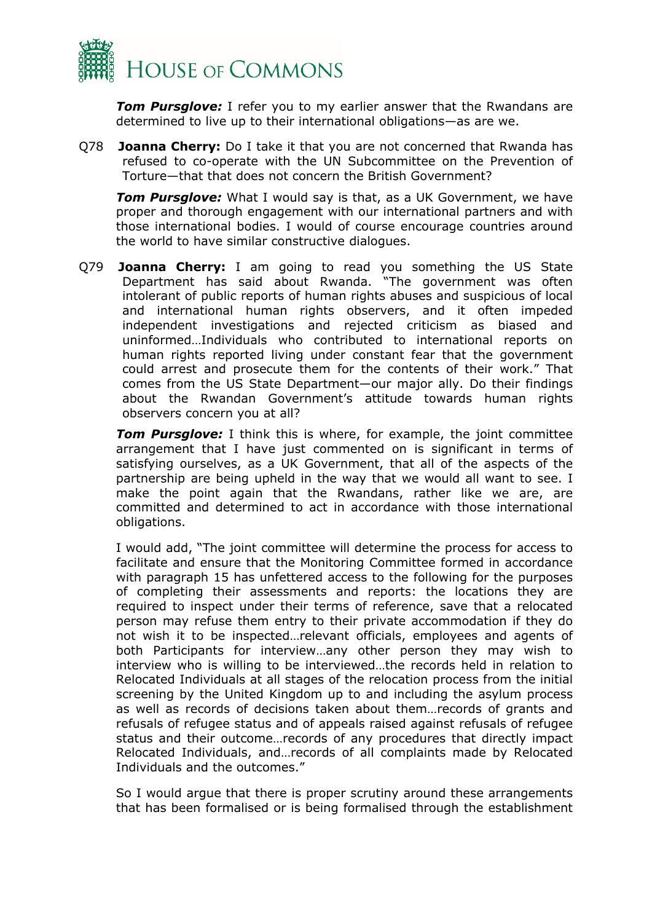***Tom Pursglove:*** I refer you to my earlier answer that the Rwandans are determined to live up to their international obligations—as are we.

Q78 **Joanna Cherry:** Do I take it that you are not concerned that Rwanda has refused to co-operate with the UN Subcommittee on the Prevention of Torture—that that does not concern the British Government?

***Tom Pursglove:*** What I would say is that, as a UK Government, we have proper and thorough engagement with our international partners and with those international bodies. I would of course encourage countries around the world to have similar constructive dialogues.

Q79 **Joanna Cherry:** I am going to read you something the US State Department has said about Rwanda. "The government was often intolerant of public reports of human rights abuses and suspicious of local and international human rights observers, and it often impeded independent investigations and rejected criticism as biased and uninformed…Individuals who contributed to international reports on human rights reported living under constant fear that the government could arrest and prosecute them for the contents of their work." That comes from the US State Department—our major ally. Do their findings about the Rwandan Government's attitude towards human rights observers concern you at all?

***Tom Pursglove:*** I think this is where, for example, the joint committee arrangement that I have just commented on is significant in terms of satisfying ourselves, as a UK Government, that all of the aspects of the partnership are being upheld in the way that we would all want to see. I make the point again that the Rwandans, rather like we are, are committed and determined to act in accordance with those international obligations.

I would add, "The joint committee will determine the process for access to facilitate and ensure that the Monitoring Committee formed in accordance with paragraph 15 has unfettered access to the following for the purposes of completing their assessments and reports: the locations they are required to inspect under their terms of reference, save that a relocated person may refuse them entry to their private accommodation if they do not wish it to be inspected…relevant officials, employees and agents of both Participants for interview…any other person they may wish to interview who is willing to be interviewed…the records held in relation to Relocated Individuals at all stages of the relocation process from the initial screening by the United Kingdom up to and including the asylum process as well as records of decisions taken about them…records of grants and refusals of refugee status and of appeals raised against refusals of refugee status and their outcome…records of any procedures that directly impact Relocated Individuals, and…records of all complaints made by Relocated Individuals and the outcomes."

So I would argue that there is proper scrutiny around these arrangements that has been formalised or is being formalised through the establishment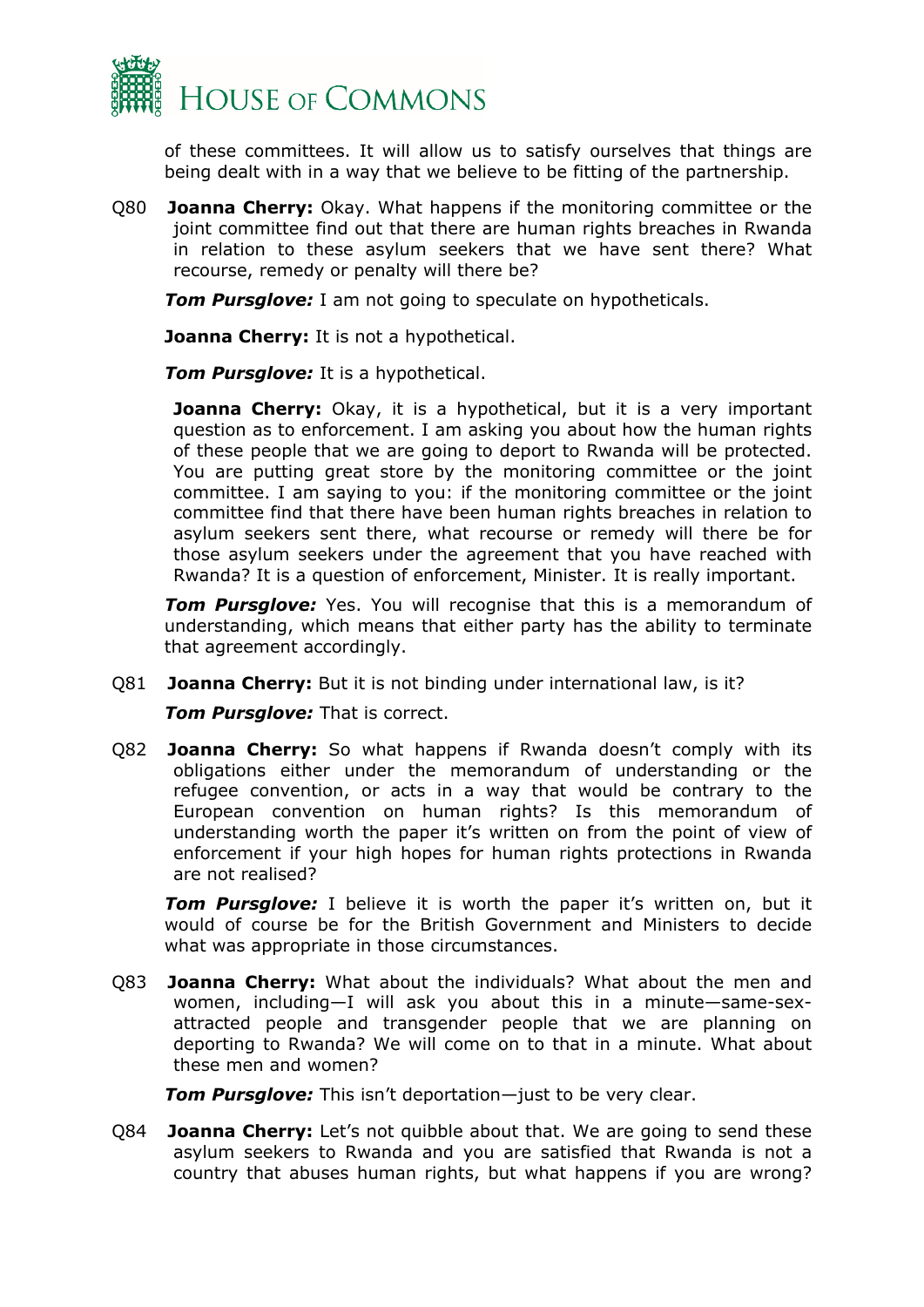of these committees. It will allow us to satisfy ourselves that things are being dealt with in a way that we believe to be fitting of the partnership.

Q80 **Joanna Cherry:** Okay. What happens if the monitoring committee or the joint committee find out that there are human rights breaches in Rwanda in relation to these asylum seekers that we have sent there? What recourse, remedy or penalty will there be?

***Tom Pursglove:*** I am not going to speculate on hypotheticals.

**Joanna Cherry:** It is not a hypothetical.

***Tom Pursglove:*** It is a hypothetical.

**Joanna Cherry:** Okay, it is a hypothetical, but it is a very important question as to enforcement. I am asking you about how the human rights of these people that we are going to deport to Rwanda will be protected. You are putting great store by the monitoring committee or the joint committee. I am saying to you: if the monitoring committee or the joint committee find that there have been human rights breaches in relation to asylum seekers sent there, what recourse or remedy will there be for those asylum seekers under the agreement that you have reached with Rwanda? It is a question of enforcement, Minister. It is really important.

***Tom Pursglove:*** Yes. You will recognise that this is a memorandum of understanding, which means that either party has the ability to terminate that agreement accordingly.

Q81 **Joanna Cherry:** But it is not binding under international law, is it?

***Tom Pursglove:*** That is correct.

Q82 **Joanna Cherry:** So what happens if Rwanda doesn't comply with its obligations either under the memorandum of understanding or the refugee convention, or acts in a way that would be contrary to the European convention on human rights? Is this memorandum of understanding worth the paper it's written on from the point of view of enforcement if your high hopes for human rights protections in Rwanda are not realised?

***Tom Pursglove:*** I believe it is worth the paper it's written on, but it would of course be for the British Government and Ministers to decide what was appropriate in those circumstances.

Q83 **Joanna Cherry:** What about the individuals? What about the men and women, including—I will ask you about this in a minute—same-sex-attracted people and transgender people that we are planning on deporting to Rwanda? We will come on to that in a minute. What about these men and women?

***Tom Pursglove:*** This isn't deportation—just to be very clear.

Q84 **Joanna Cherry:** Let's not quibble about that. We are going to send these asylum seekers to Rwanda and you are satisfied that Rwanda is not a country that abuses human rights, but what happens if you are wrong?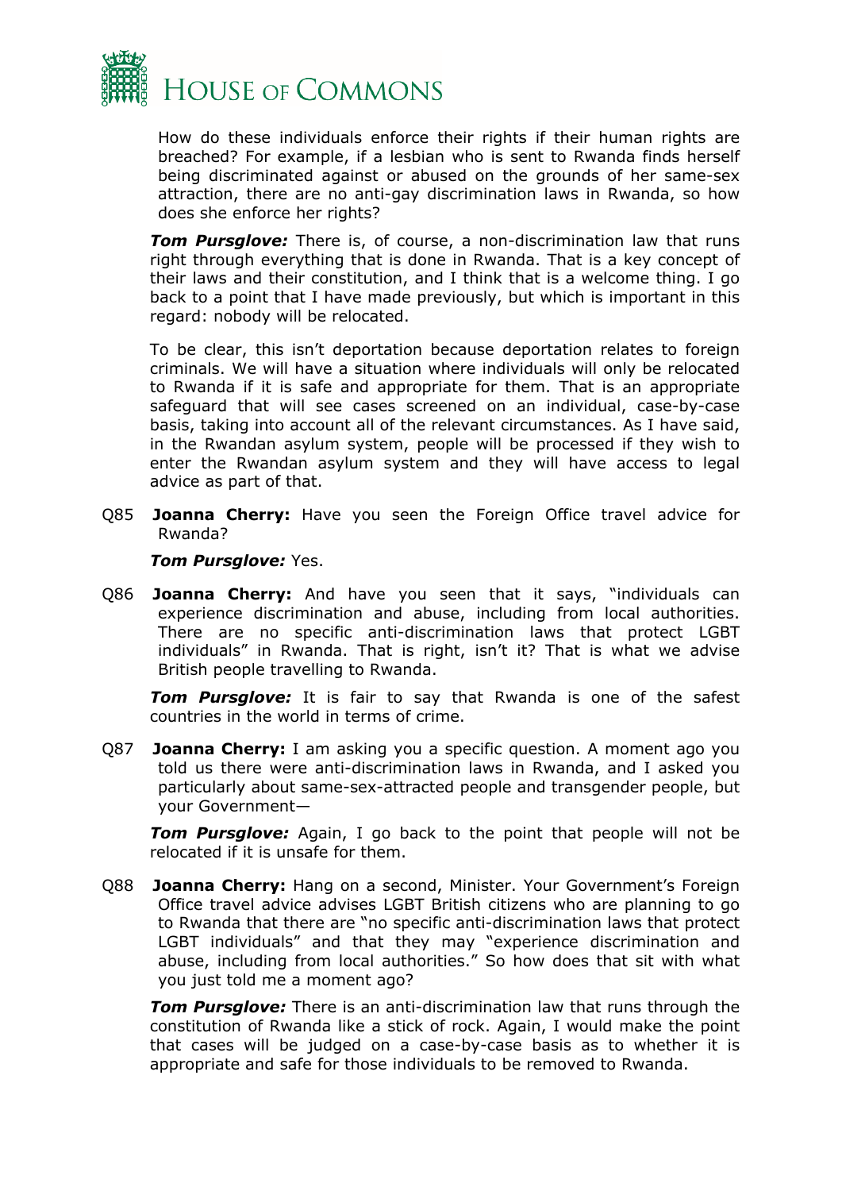How do these individuals enforce their rights if their human rights are breached? For example, if a lesbian who is sent to Rwanda finds herself being discriminated against or abused on the grounds of her same-sex attraction, there are no anti-gay discrimination laws in Rwanda, so how does she enforce her rights?

***Tom Pursglove:*** There is, of course, a non-discrimination law that runs right through everything that is done in Rwanda. That is a key concept of their laws and their constitution, and I think that is a welcome thing. I go back to a point that I have made previously, but which is important in this regard: nobody will be relocated.

To be clear, this isn't deportation because deportation relates to foreign criminals. We will have a situation where individuals will only be relocated to Rwanda if it is safe and appropriate for them. That is an appropriate safeguard that will see cases screened on an individual, case-by-case basis, taking into account all of the relevant circumstances. As I have said, in the Rwandan asylum system, people will be processed if they wish to enter the Rwandan asylum system and they will have access to legal advice as part of that.

Q85 **Joanna Cherry:** Have you seen the Foreign Office travel advice for Rwanda?

***Tom Pursglove:*** Yes.

Q86 **Joanna Cherry:** And have you seen that it says, "individuals can experience discrimination and abuse, including from local authorities. There are no specific anti-discrimination laws that protect LGBT individuals" in Rwanda. That is right, isn't it? That is what we advise British people travelling to Rwanda.

***Tom Pursglove:*** It is fair to say that Rwanda is one of the safest countries in the world in terms of crime.

Q87 **Joanna Cherry:** I am asking you a specific question. A moment ago you told us there were anti-discrimination laws in Rwanda, and I asked you particularly about same-sex-attracted people and transgender people, but your Government—

***Tom Pursglove:*** Again, I go back to the point that people will not be relocated if it is unsafe for them.

Q88 **Joanna Cherry:** Hang on a second, Minister. Your Government's Foreign Office travel advice advises LGBT British citizens who are planning to go to Rwanda that there are "no specific anti-discrimination laws that protect LGBT individuals" and that they may "experience discrimination and abuse, including from local authorities." So how does that sit with what you just told me a moment ago?

***Tom Pursglove:*** There is an anti-discrimination law that runs through the constitution of Rwanda like a stick of rock. Again, I would make the point that cases will be judged on a case-by-case basis as to whether it is appropriate and safe for those individuals to be removed to Rwanda.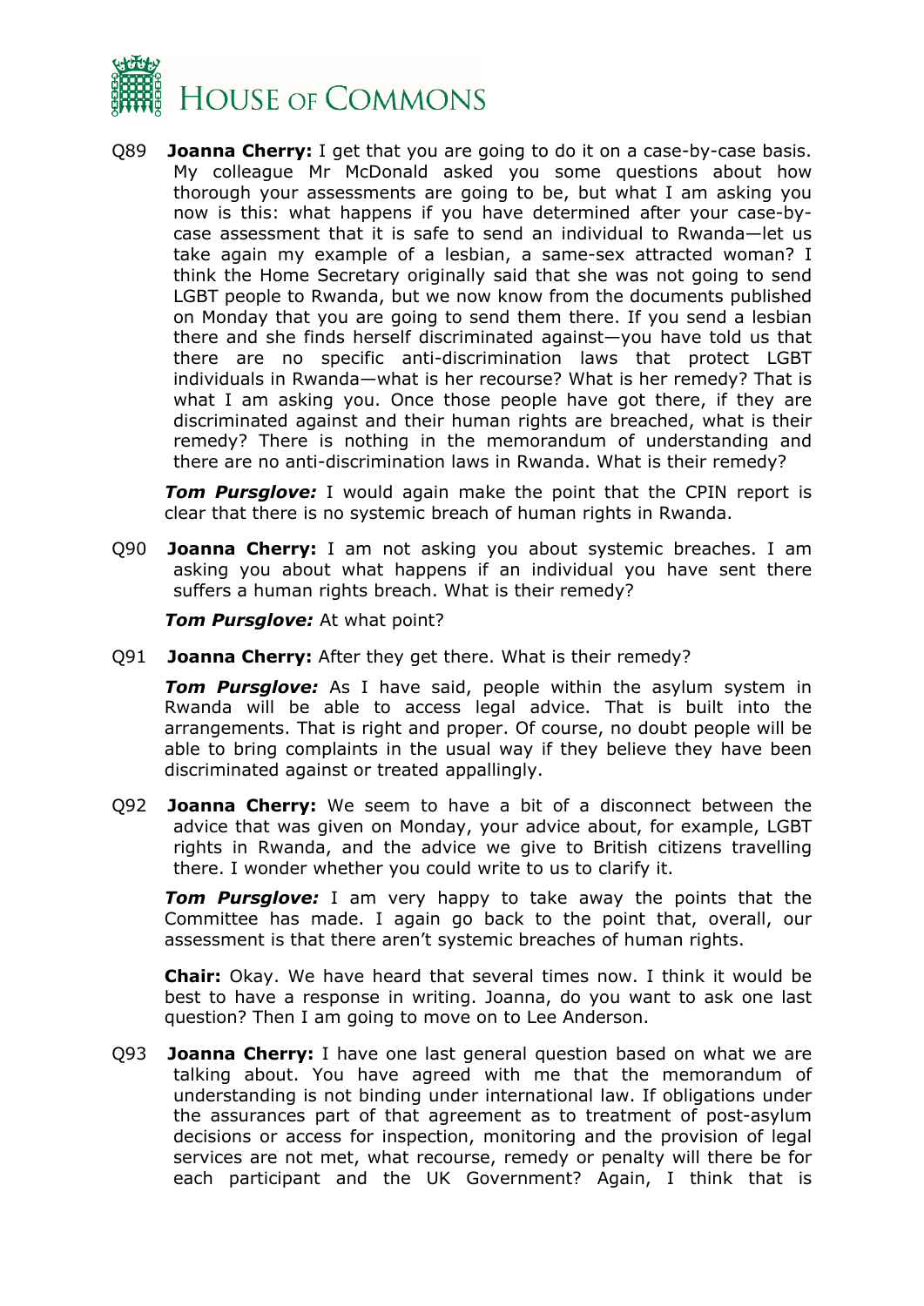Q89 **Joanna Cherry:** I get that you are going to do it on a case-by-case basis. My colleague Mr McDonald asked you some questions about how thorough your assessments are going to be, but what I am asking you now is this: what happens if you have determined after your case-by-case assessment that it is safe to send an individual to Rwanda—let us take again my example of a lesbian, a same-sex attracted woman? I think the Home Secretary originally said that she was not going to send LGBT people to Rwanda, but we now know from the documents published on Monday that you are going to send them there. If you send a lesbian there and she finds herself discriminated against—you have told us that there are no specific anti-discrimination laws that protect LGBT individuals in Rwanda—what is her recourse? What is her remedy? That is what I am asking you. Once those people have got there, if they are discriminated against and their human rights are breached, what is their remedy? There is nothing in the memorandum of understanding and there are no anti-discrimination laws in Rwanda. What is their remedy?

***Tom Pursglove:*** I would again make the point that the CPIN report is clear that there is no systemic breach of human rights in Rwanda.

Q90 **Joanna Cherry:** I am not asking you about systemic breaches. I am asking you about what happens if an individual you have sent there suffers a human rights breach. What is their remedy?

***Tom Pursglove:*** At what point?

Q91 **Joanna Cherry:** After they get there. What is their remedy?

***Tom Pursglove:*** As I have said, people within the asylum system in Rwanda will be able to access legal advice. That is built into the arrangements. That is right and proper. Of course, no doubt people will be able to bring complaints in the usual way if they believe they have been discriminated against or treated appallingly.

Q92 **Joanna Cherry:** We seem to have a bit of a disconnect between the advice that was given on Monday, your advice about, for example, LGBT rights in Rwanda, and the advice we give to British citizens travelling there. I wonder whether you could write to us to clarify it.

***Tom Pursglove:*** I am very happy to take away the points that the Committee has made. I again go back to the point that, overall, our assessment is that there aren't systemic breaches of human rights.

**Chair:** Okay. We have heard that several times now. I think it would be best to have a response in writing. Joanna, do you want to ask one last question? Then I am going to move on to Lee Anderson.

Q93 **Joanna Cherry:** I have one last general question based on what we are talking about. You have agreed with me that the memorandum of understanding is not binding under international law. If obligations under the assurances part of that agreement as to treatment of post-asylum decisions or access for inspection, monitoring and the provision of legal services are not met, what recourse, remedy or penalty will there be for each participant and the UK Government? Again, I think that is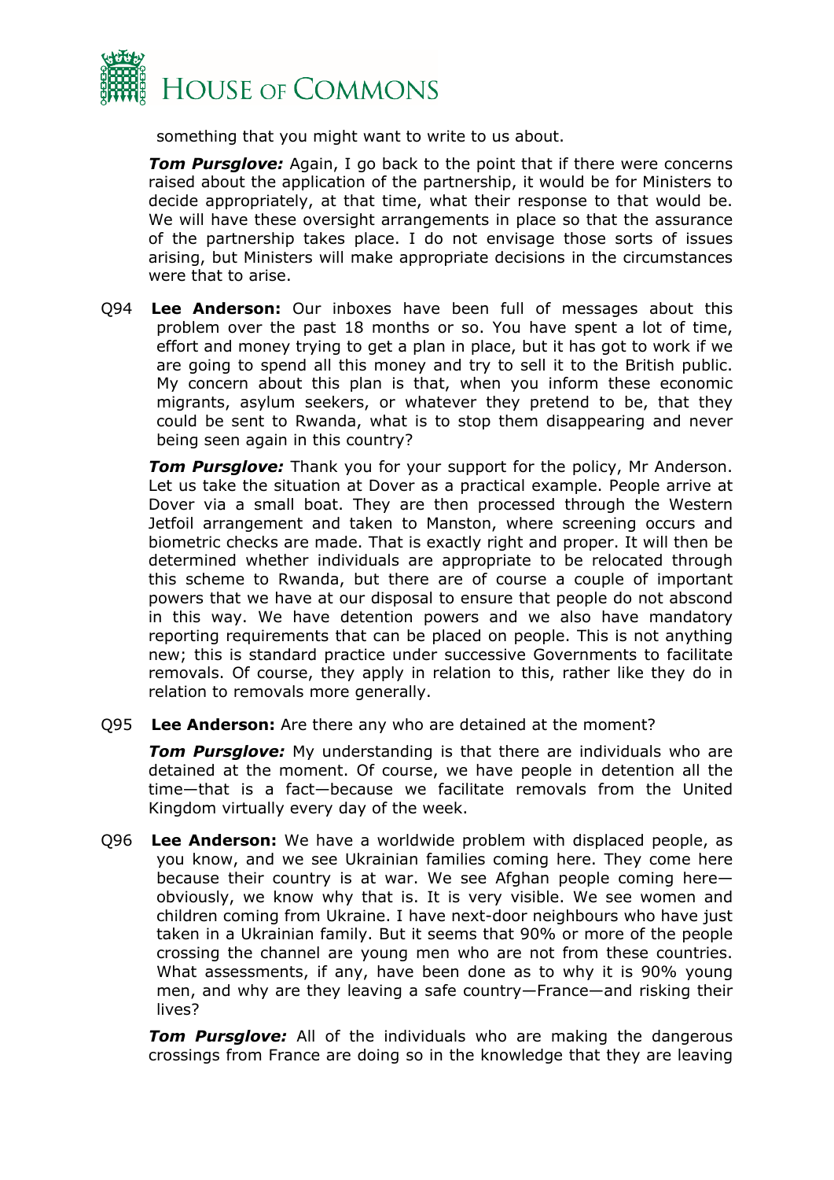something that you might want to write to us about.

***Tom Pursglove:*** Again, I go back to the point that if there were concerns raised about the application of the partnership, it would be for Ministers to decide appropriately, at that time, what their response to that would be. We will have these oversight arrangements in place so that the assurance of the partnership takes place. I do not envisage those sorts of issues arising, but Ministers will make appropriate decisions in the circumstances were that to arise.

Q94 **Lee Anderson:** Our inboxes have been full of messages about this problem over the past 18 months or so. You have spent a lot of time, effort and money trying to get a plan in place, but it has got to work if we are going to spend all this money and try to sell it to the British public. My concern about this plan is that, when you inform these economic migrants, asylum seekers, or whatever they pretend to be, that they could be sent to Rwanda, what is to stop them disappearing and never being seen again in this country?

***Tom Pursglove:*** Thank you for your support for the policy, Mr Anderson. Let us take the situation at Dover as a practical example. People arrive at Dover via a small boat. They are then processed through the Western Jetfoil arrangement and taken to Manston, where screening occurs and biometric checks are made. That is exactly right and proper. It will then be determined whether individuals are appropriate to be relocated through this scheme to Rwanda, but there are of course a couple of important powers that we have at our disposal to ensure that people do not abscond in this way. We have detention powers and we also have mandatory reporting requirements that can be placed on people. This is not anything new; this is standard practice under successive Governments to facilitate removals. Of course, they apply in relation to this, rather like they do in relation to removals more generally.

Q95 **Lee Anderson:** Are there any who are detained at the moment?

***Tom Pursglove:*** My understanding is that there are individuals who are detained at the moment. Of course, we have people in detention all the time—that is a fact—because we facilitate removals from the United Kingdom virtually every day of the week.

Q96 **Lee Anderson:** We have a worldwide problem with displaced people, as you know, and we see Ukrainian families coming here. They come here because their country is at war. We see Afghan people coming here—obviously, we know why that is. It is very visible. We see women and children coming from Ukraine. I have next-door neighbours who have just taken in a Ukrainian family. But it seems that 90% or more of the people crossing the channel are young men who are not from these countries. What assessments, if any, have been done as to why it is 90% young men, and why are they leaving a safe country—France—and risking their lives?

***Tom Pursglove:*** All of the individuals who are making the dangerous crossings from France are doing so in the knowledge that they are leaving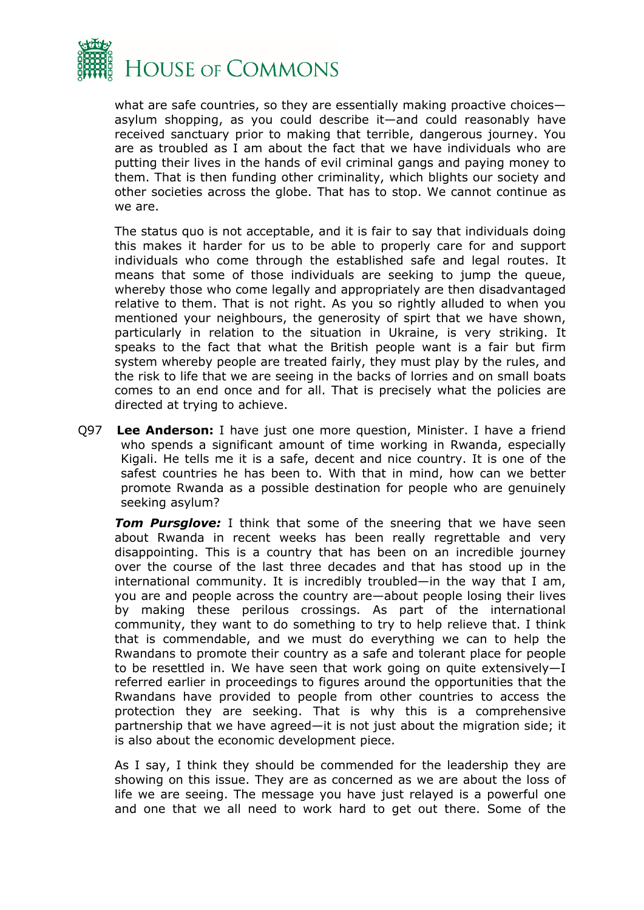what are safe countries, so they are essentially making proactive choices—asylum shopping, as you could describe it—and could reasonably have received sanctuary prior to making that terrible, dangerous journey. You are as troubled as I am about the fact that we have individuals who are putting their lives in the hands of evil criminal gangs and paying money to them. That is then funding other criminality, which blights our society and other societies across the globe. That has to stop. We cannot continue as we are.

The status quo is not acceptable, and it is fair to say that individuals doing this makes it harder for us to be able to properly care for and support individuals who come through the established safe and legal routes. It means that some of those individuals are seeking to jump the queue, whereby those who come legally and appropriately are then disadvantaged relative to them. That is not right. As you so rightly alluded to when you mentioned your neighbours, the generosity of spirt that we have shown, particularly in relation to the situation in Ukraine, is very striking. It speaks to the fact that what the British people want is a fair but firm system whereby people are treated fairly, they must play by the rules, and the risk to life that we are seeing in the backs of lorries and on small boats comes to an end once and for all. That is precisely what the policies are directed at trying to achieve.

Q97 **Lee Anderson:** I have just one more question, Minister. I have a friend who spends a significant amount of time working in Rwanda, especially Kigali. He tells me it is a safe, decent and nice country. It is one of the safest countries he has been to. With that in mind, how can we better promote Rwanda as a possible destination for people who are genuinely seeking asylum?

***Tom Pursglove:*** I think that some of the sneering that we have seen about Rwanda in recent weeks has been really regrettable and very disappointing. This is a country that has been on an incredible journey over the course of the last three decades and that has stood up in the international community. It is incredibly troubled—in the way that I am, you are and people across the country are—about people losing their lives by making these perilous crossings. As part of the international community, they want to do something to try to help relieve that. I think that is commendable, and we must do everything we can to help the Rwandans to promote their country as a safe and tolerant place for people to be resettled in. We have seen that work going on quite extensively—I referred earlier in proceedings to figures around the opportunities that the Rwandans have provided to people from other countries to access the protection they are seeking. That is why this is a comprehensive partnership that we have agreed—it is not just about the migration side; it is also about the economic development piece.

As I say, I think they should be commended for the leadership they are showing on this issue. They are as concerned as we are about the loss of life we are seeing. The message you have just relayed is a powerful one and one that we all need to work hard to get out there. Some of the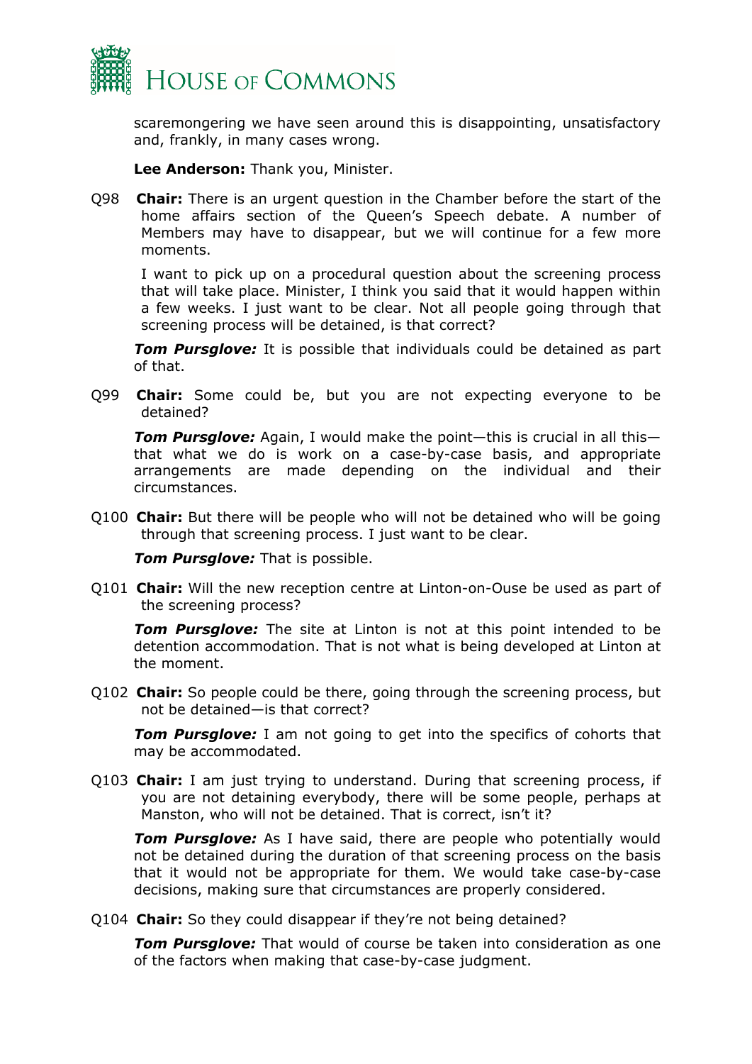scaremongering we have seen around this is disappointing, unsatisfactory and, frankly, in many cases wrong.

**Lee Anderson:** Thank you, Minister.

Q98 **Chair:** There is an urgent question in the Chamber before the start of the home affairs section of the Queen's Speech debate. A number of Members may have to disappear, but we will continue for a few more moments.

I want to pick up on a procedural question about the screening process that will take place. Minister, I think you said that it would happen within a few weeks. I just want to be clear. Not all people going through that screening process will be detained, is that correct?

***Tom Pursglove:*** It is possible that individuals could be detained as part of that.

Q99 **Chair:** Some could be, but you are not expecting everyone to be detained?

***Tom Pursglove:*** Again, I would make the point—this is crucial in all this—that what we do is work on a case-by-case basis, and appropriate arrangements are made depending on the individual and their circumstances.

Q100 **Chair:** But there will be people who will not be detained who will be going through that screening process. I just want to be clear.

***Tom Pursglove:*** That is possible.

Q101 **Chair:** Will the new reception centre at Linton-on-Ouse be used as part of the screening process?

***Tom Pursglove:*** The site at Linton is not at this point intended to be detention accommodation. That is not what is being developed at Linton at the moment.

Q102 **Chair:** So people could be there, going through the screening process, but not be detained—is that correct?

***Tom Pursglove:*** I am not going to get into the specifics of cohorts that may be accommodated.

Q103 **Chair:** I am just trying to understand. During that screening process, if you are not detaining everybody, there will be some people, perhaps at Manston, who will not be detained. That is correct, isn't it?

***Tom Pursglove:*** As I have said, there are people who potentially would not be detained during the duration of that screening process on the basis that it would not be appropriate for them. We would take case-by-case decisions, making sure that circumstances are properly considered.

Q104 **Chair:** So they could disappear if they're not being detained?

***Tom Pursglove:*** That would of course be taken into consideration as one of the factors when making that case-by-case judgment.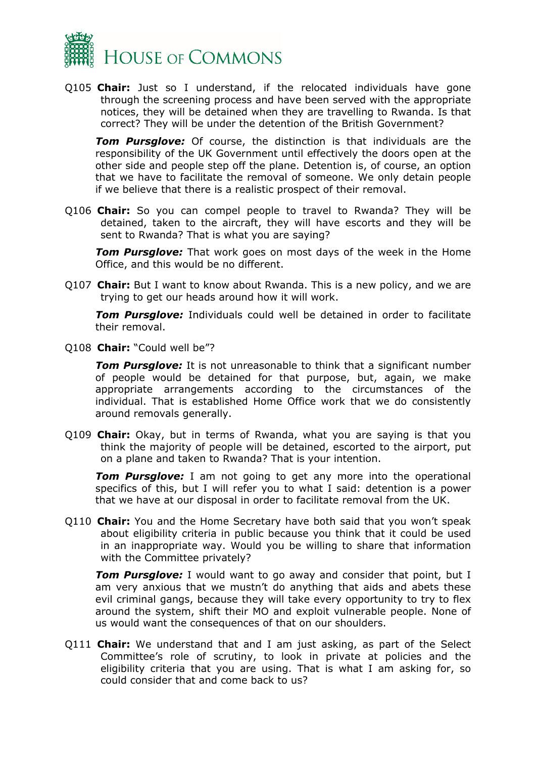Q105 **Chair:** Just so I understand, if the relocated individuals have gone through the screening process and have been served with the appropriate notices, they will be detained when they are travelling to Rwanda. Is that correct? They will be under the detention of the British Government?

***Tom Pursglove:*** Of course, the distinction is that individuals are the responsibility of the UK Government until effectively the doors open at the other side and people step off the plane. Detention is, of course, an option that we have to facilitate the removal of someone. We only detain people if we believe that there is a realistic prospect of their removal.

Q106 **Chair:** So you can compel people to travel to Rwanda? They will be detained, taken to the aircraft, they will have escorts and they will be sent to Rwanda? That is what you are saying?

***Tom Pursglove:*** That work goes on most days of the week in the Home Office, and this would be no different.

Q107 **Chair:** But I want to know about Rwanda. This is a new policy, and we are trying to get our heads around how it will work.

***Tom Pursglove:*** Individuals could well be detained in order to facilitate their removal.

Q108 **Chair:** "Could well be"?

***Tom Pursglove:*** It is not unreasonable to think that a significant number of people would be detained for that purpose, but, again, we make appropriate arrangements according to the circumstances of the individual. That is established Home Office work that we do consistently around removals generally.

Q109 **Chair:** Okay, but in terms of Rwanda, what you are saying is that you think the majority of people will be detained, escorted to the airport, put on a plane and taken to Rwanda? That is your intention.

***Tom Pursglove:*** I am not going to get any more into the operational specifics of this, but I will refer you to what I said: detention is a power that we have at our disposal in order to facilitate removal from the UK.

Q110 **Chair:** You and the Home Secretary have both said that you won't speak about eligibility criteria in public because you think that it could be used in an inappropriate way. Would you be willing to share that information with the Committee privately?

***Tom Pursglove:*** I would want to go away and consider that point, but I am very anxious that we mustn't do anything that aids and abets these evil criminal gangs, because they will take every opportunity to try to flex around the system, shift their MO and exploit vulnerable people. None of us would want the consequences of that on our shoulders.

Q111 **Chair:** We understand that and I am just asking, as part of the Select Committee's role of scrutiny, to look in private at policies and the eligibility criteria that you are using. That is what I am asking for, so could consider that and come back to us?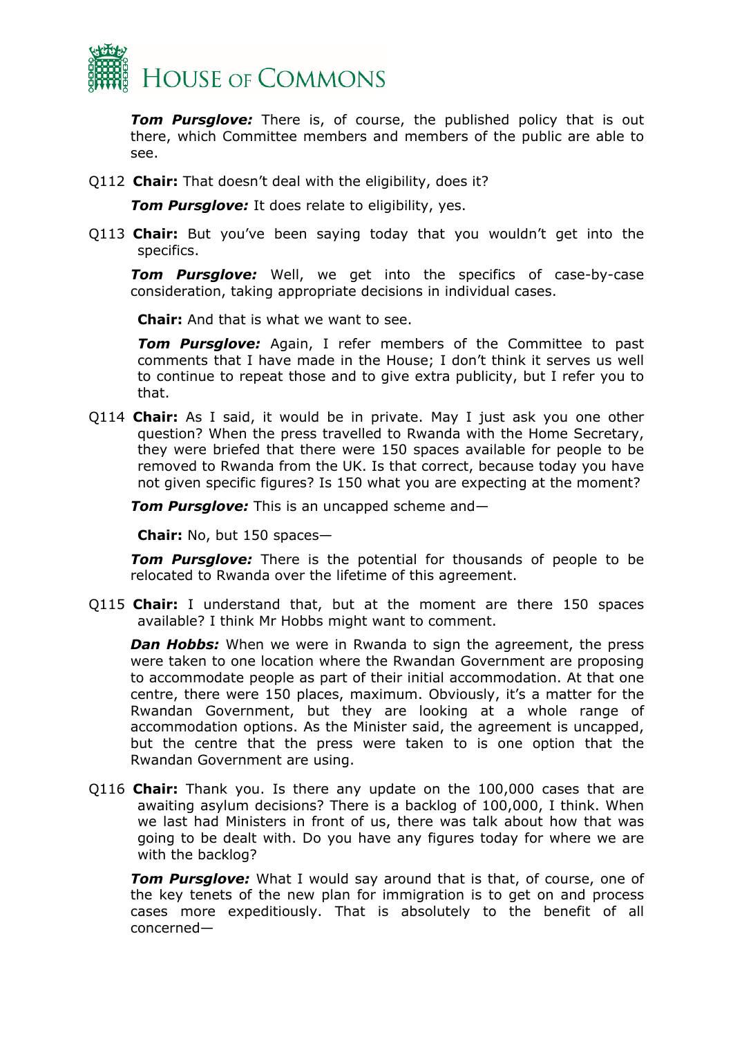***Tom Pursglove:*** There is, of course, the published policy that is out there, which Committee members and members of the public are able to see.

Q112 **Chair:** That doesn't deal with the eligibility, does it?

***Tom Pursglove:*** It does relate to eligibility, yes.

Q113 **Chair:** But you've been saying today that you wouldn't get into the specifics.

***Tom Pursglove:*** Well, we get into the specifics of case-by-case consideration, taking appropriate decisions in individual cases.

**Chair:** And that is what we want to see.

***Tom Pursglove:*** Again, I refer members of the Committee to past comments that I have made in the House; I don't think it serves us well to continue to repeat those and to give extra publicity, but I refer you to that.

Q114 **Chair:** As I said, it would be in private. May I just ask you one other question? When the press travelled to Rwanda with the Home Secretary, they were briefed that there were 150 spaces available for people to be removed to Rwanda from the UK. Is that correct, because today you have not given specific figures? Is 150 what you are expecting at the moment?

***Tom Pursglove:*** This is an uncapped scheme and—

**Chair:** No, but 150 spaces—

***Tom Pursglove:*** There is the potential for thousands of people to be relocated to Rwanda over the lifetime of this agreement.

Q115 **Chair:** I understand that, but at the moment are there 150 spaces available? I think Mr Hobbs might want to comment.

***Dan Hobbs:*** When we were in Rwanda to sign the agreement, the press were taken to one location where the Rwandan Government are proposing to accommodate people as part of their initial accommodation. At that one centre, there were 150 places, maximum. Obviously, it's a matter for the Rwandan Government, but they are looking at a whole range of accommodation options. As the Minister said, the agreement is uncapped, but the centre that the press were taken to is one option that the Rwandan Government are using.

Q116 **Chair:** Thank you. Is there any update on the 100,000 cases that are awaiting asylum decisions? There is a backlog of 100,000, I think. When we last had Ministers in front of us, there was talk about how that was going to be dealt with. Do you have any figures today for where we are with the backlog?

***Tom Pursglove:*** What I would say around that is that, of course, one of the key tenets of the new plan for immigration is to get on and process cases more expeditiously. That is absolutely to the benefit of all concerned—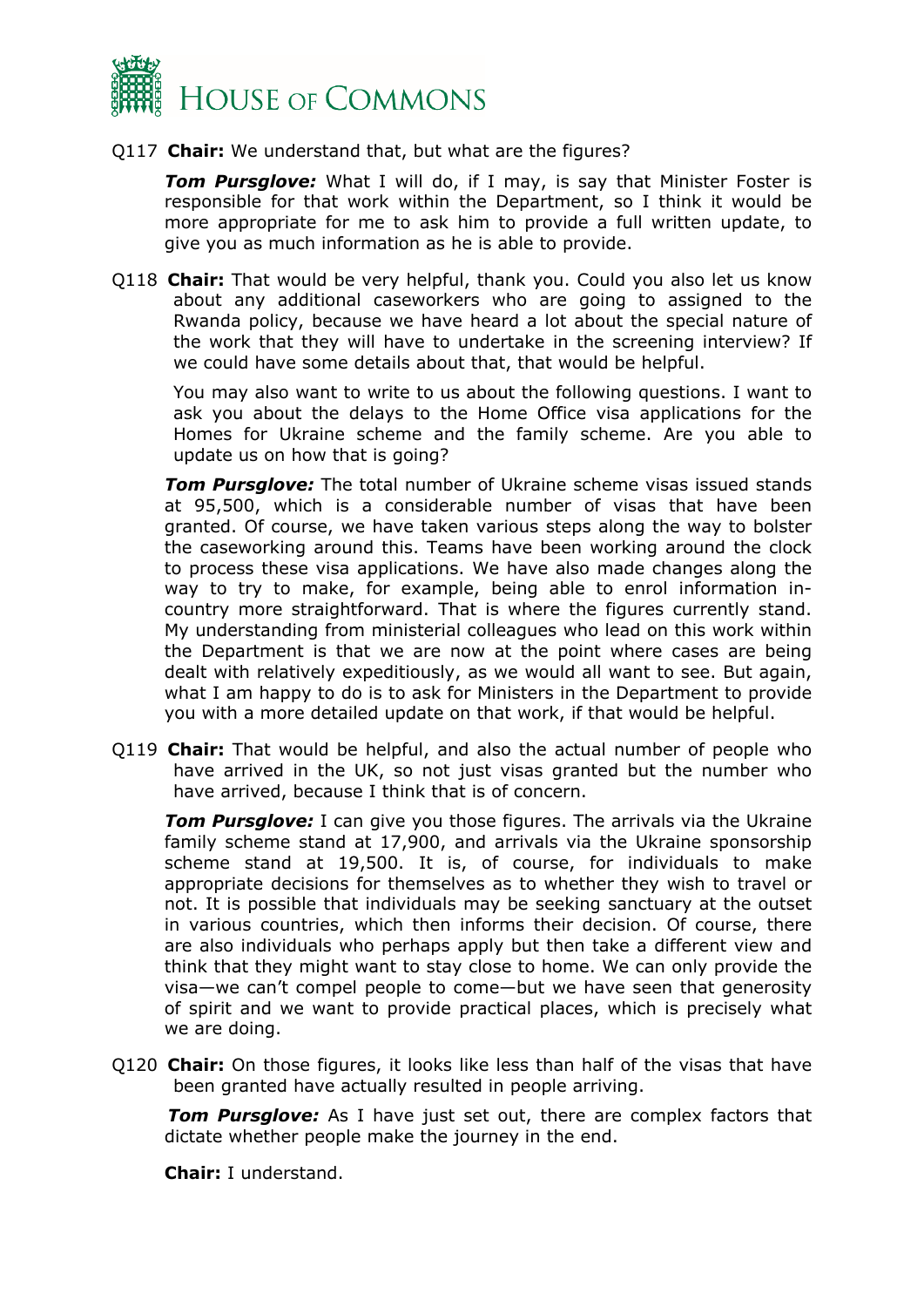Q117 **Chair:** We understand that, but what are the figures?

***Tom Pursglove:*** What I will do, if I may, is say that Minister Foster is responsible for that work within the Department, so I think it would be more appropriate for me to ask him to provide a full written update, to give you as much information as he is able to provide.

Q118 **Chair:** That would be very helpful, thank you. Could you also let us know about any additional caseworkers who are going to assigned to the Rwanda policy, because we have heard a lot about the special nature of the work that they will have to undertake in the screening interview? If we could have some details about that, that would be helpful.

You may also want to write to us about the following questions. I want to ask you about the delays to the Home Office visa applications for the Homes for Ukraine scheme and the family scheme. Are you able to update us on how that is going?

***Tom Pursglove:*** The total number of Ukraine scheme visas issued stands at 95,500, which is a considerable number of visas that have been granted. Of course, we have taken various steps along the way to bolster the caseworking around this. Teams have been working around the clock to process these visa applications. We have also made changes along the way to try to make, for example, being able to enrol information in-country more straightforward. That is where the figures currently stand. My understanding from ministerial colleagues who lead on this work within the Department is that we are now at the point where cases are being dealt with relatively expeditiously, as we would all want to see. But again, what I am happy to do is to ask for Ministers in the Department to provide you with a more detailed update on that work, if that would be helpful.

Q119 **Chair:** That would be helpful, and also the actual number of people who have arrived in the UK, so not just visas granted but the number who have arrived, because I think that is of concern.

***Tom Pursglove:*** I can give you those figures. The arrivals via the Ukraine family scheme stand at 17,900, and arrivals via the Ukraine sponsorship scheme stand at 19,500. It is, of course, for individuals to make appropriate decisions for themselves as to whether they wish to travel or not. It is possible that individuals may be seeking sanctuary at the outset in various countries, which then informs their decision. Of course, there are also individuals who perhaps apply but then take a different view and think that they might want to stay close to home. We can only provide the visa—we can't compel people to come—but we have seen that generosity of spirit and we want to provide practical places, which is precisely what we are doing.

Q120 **Chair:** On those figures, it looks like less than half of the visas that have been granted have actually resulted in people arriving.

***Tom Pursglove:*** As I have just set out, there are complex factors that dictate whether people make the journey in the end.

**Chair:** I understand.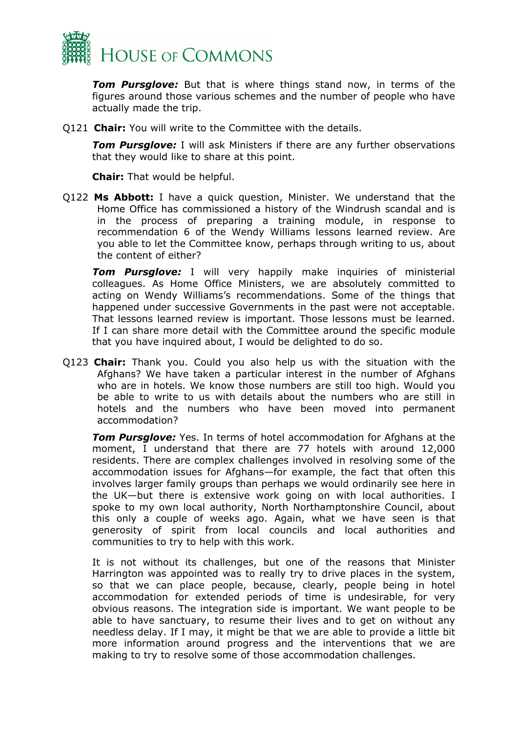***Tom Pursglove:*** But that is where things stand now, in terms of the figures around those various schemes and the number of people who have actually made the trip.

Q121 **Chair:** You will write to the Committee with the details.

***Tom Pursglove:*** I will ask Ministers if there are any further observations that they would like to share at this point.

**Chair:** That would be helpful.

Q122 **Ms Abbott:** I have a quick question, Minister. We understand that the Home Office has commissioned a history of the Windrush scandal and is in the process of preparing a training module, in response to recommendation 6 of the Wendy Williams lessons learned review. Are you able to let the Committee know, perhaps through writing to us, about the content of either?

***Tom Pursglove:*** I will very happily make inquiries of ministerial colleagues. As Home Office Ministers, we are absolutely committed to acting on Wendy Williams's recommendations. Some of the things that happened under successive Governments in the past were not acceptable. That lessons learned review is important. Those lessons must be learned. If I can share more detail with the Committee around the specific module that you have inquired about, I would be delighted to do so.

Q123 **Chair:** Thank you. Could you also help us with the situation with the Afghans? We have taken a particular interest in the number of Afghans who are in hotels. We know those numbers are still too high. Would you be able to write to us with details about the numbers who are still in hotels and the numbers who have been moved into permanent accommodation?

***Tom Pursglove:*** Yes. In terms of hotel accommodation for Afghans at the moment, I understand that there are 77 hotels with around 12,000 residents. There are complex challenges involved in resolving some of the accommodation issues for Afghans—for example, the fact that often this involves larger family groups than perhaps we would ordinarily see here in the UK—but there is extensive work going on with local authorities. I spoke to my own local authority, North Northamptonshire Council, about this only a couple of weeks ago. Again, what we have seen is that generosity of spirit from local councils and local authorities and communities to try to help with this work.

It is not without its challenges, but one of the reasons that Minister Harrington was appointed was to really try to drive places in the system, so that we can place people, because, clearly, people being in hotel accommodation for extended periods of time is undesirable, for very obvious reasons. The integration side is important. We want people to be able to have sanctuary, to resume their lives and to get on without any needless delay. If I may, it might be that we are able to provide a little bit more information around progress and the interventions that we are making to try to resolve some of those accommodation challenges.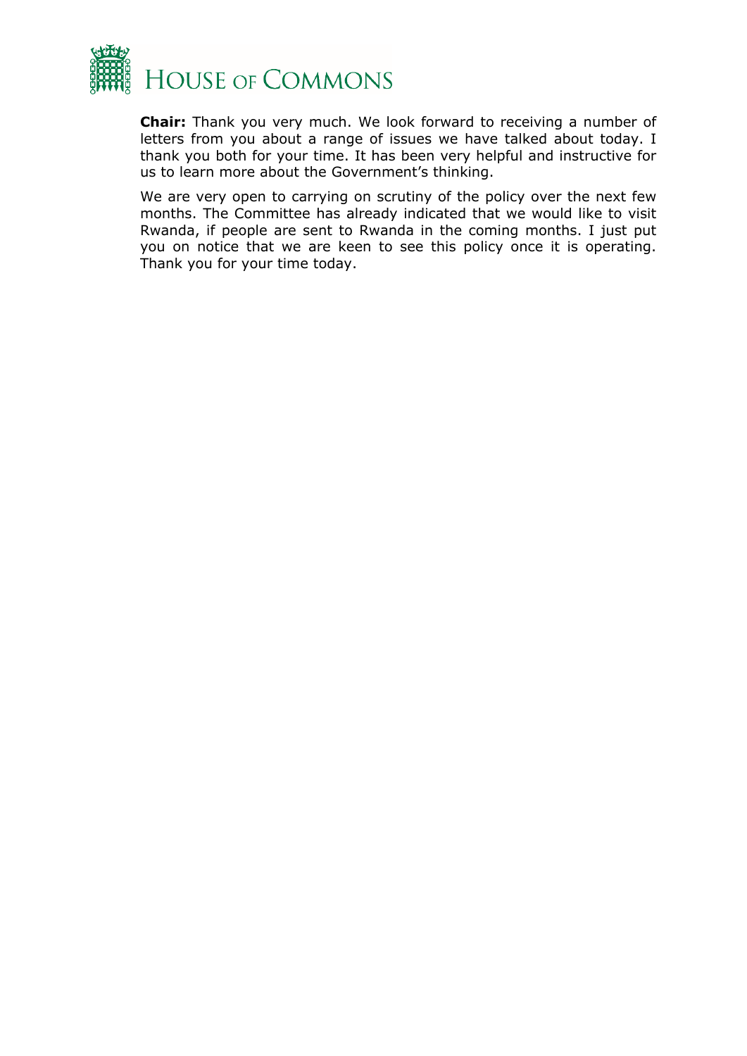**Chair:** Thank you very much. We look forward to receiving a number of letters from you about a range of issues we have talked about today. I thank you both for your time. It has been very helpful and instructive for us to learn more about the Government's thinking.

We are very open to carrying on scrutiny of the policy over the next few months. The Committee has already indicated that we would like to visit Rwanda, if people are sent to Rwanda in the coming months. I just put you on notice that we are keen to see this policy once it is operating. Thank you for your time today.